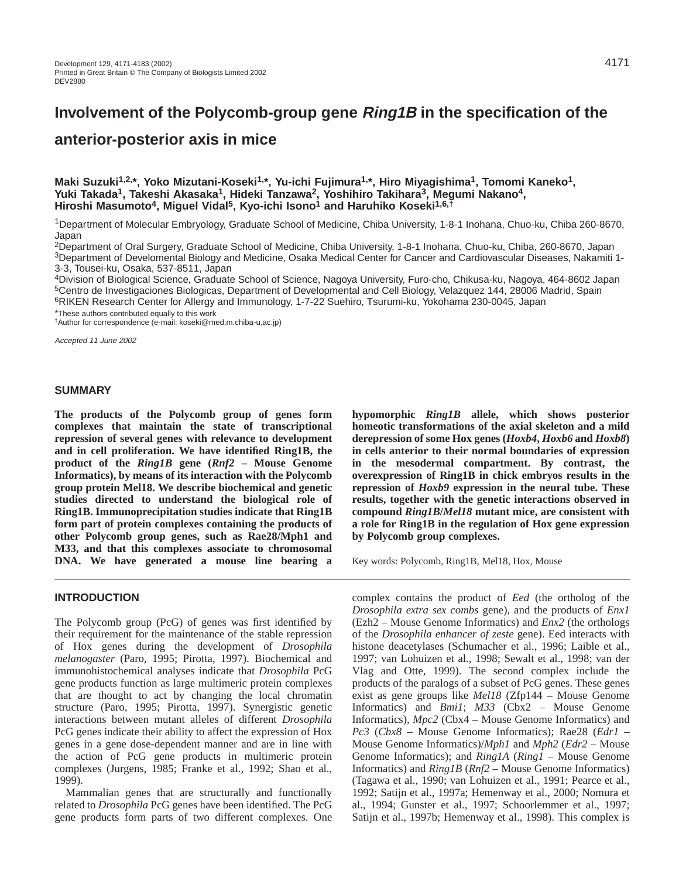# Involvement of the Polycomb-group gene *Ring1B* in the specification of the anterior-posterior axis in mice

**Maki Suzuki[1,2,*], Yoko Mizutani-Koseki[1,*], Yu-ichi Fujimura[1,*], Hiro Miyagishima[1], Tomomi Kaneko[1], Yuki Takada[1], Takeshi Akasaka[1], Hideki Tanzawa[2], Yoshihiro Takihara[3], Megumi Nakano[4], Hiroshi Masumoto[4], Miguel Vidal[5], Kyo-ichi Isono[1] and Haruhiko Koseki[1,6,†]**

[1]Department of Molecular Embryology, Graduate School of Medicine, Chiba University, 1-8-1 Inohana, Chuo-ku, Chiba 260-8670, Japan
[2]Department of Oral Surgery, Graduate School of Medicine, Chiba University, 1-8-1 Inohana, Chuo-ku, Chiba, 260-8670, Japan
[3]Department of Develomental Biology and Medicine, Osaka Medical Center for Cancer and Cardiovascular Diseases, Nakamiti 1-3-3, Tousei-ku, Osaka, 537-8511, Japan
[4]Division of Biological Science, Graduate School of Science, Nagoya University, Furo-cho, Chikusa-ku, Nagoya, 464-8602 Japan
[5]Centro de Investigaciones Biologicas, Department of Developmental and Cell Biology, Velazquez 144, 28006 Madrid, Spain
[6]RIKEN Research Center for Allergy and Immunology, 1-7-22 Suehiro, Tsurumi-ku, Yokohama 230-0045, Japan

*These authors contributed equally to this work
†Author for correspondence (e-mail: koseki@med.m.chiba-u.ac.jp)

*Accepted 11 June 2002*

## SUMMARY

**The products of the Polycomb group of genes form complexes that maintain the state of transcriptional repression of several genes with relevance to development and in cell proliferation. We have identified Ring1B, the product of the *Ring1B* gene (*Rnf2* – Mouse Genome Informatics), by means of its interaction with the Polycomb group protein Mel18. We describe biochemical and genetic studies directed to understand the biological role of Ring1B. Immunoprecipitation studies indicate that Ring1B form part of protein complexes containing the products of other Polycomb group genes, such as Rae28/Mph1 and M33, and that this complexes associate to chromosomal DNA. We have generated a mouse line bearing a hypomorphic *Ring1B* allele, which shows posterior homeotic transformations of the axial skeleton and a mild derepression of some Hox genes (*Hoxb4*, *Hoxb6* and *Hoxb8*) in cells anterior to their normal boundaries of expression in the mesodermal compartment. By contrast, the overexpression of Ring1B in chick embryos results in the repression of *Hoxb9* expression in the neural tube. These results, together with the genetic interactions observed in compound *Ring1B*/*Mel18* mutant mice, are consistent with a role for Ring1B in the regulation of Hox gene expression by Polycomb group complexes.**

Key words: Polycomb, Ring1B, Mel18, Hox, Mouse

## INTRODUCTION

The Polycomb group (PcG) of genes was first identified by their requirement for the maintenance of the stable repression of Hox genes during the development of *Drosophila melanogaster* (Paro, 1995; Pirotta, 1997). Biochemical and immunohistochemical analyses indicate that *Drosophila* PcG gene products function as large multimeric protein complexes that are thought to act by changing the local chromatin structure (Paro, 1995; Pirotta, 1997). Synergistic genetic interactions between mutant alleles of different *Drosophila* PcG genes indicate their ability to affect the expression of Hox genes in a gene dose-dependent manner and are in line with the action of PcG gene products in multimeric protein complexes (Jurgens, 1985; Franke et al., 1992; Shao et al., 1999).

Mammalian genes that are structurally and functionally related to *Drosophila* PcG genes have been identified. The PcG gene products form parts of two different complexes. One complex contains the product of *Eed* (the ortholog of the *Drosophila extra sex combs* gene), and the products of *Enx1* (Ezh2 – Mouse Genome Informatics) and *Enx2* (the orthologs of the *Drosophila enhancer of zeste* gene). Eed interacts with histone deacetylases (Schumacher et al., 1996; Laible et al., 1997; van Lohuizen et al., 1998; Sewalt et al., 1998; van der Vlag and Otte, 1999). The second complex include the products of the paralogs of a subset of PcG genes. These genes exist as gene groups like *Mel18* (Zfp144 – Mouse Genome Informatics) and *Bmi1*; *M33* (Cbx2 – Mouse Genome Informatics), *Mpc2* (Cbx4 – Mouse Genome Informatics) and *Pc3* (*Cbx8* – Mouse Genome Informatics); Rae28 (*Edr1* – Mouse Genome Informatics)/*Mph1* and *Mph2* (*Edr2* – Mouse Genome Informatics); and *Ring1A* (*Ring1* – Mouse Genome Informatics) and *Ring1B* (*Rnf2* – Mouse Genome Informatics) (Tagawa et al., 1990; van Lohuizen et al., 1991; Pearce et al., 1992; Satijn et al., 1997a; Hemenway et al., 2000; Nomura et al., 1994; Gunster et al., 1997; Schoorlemmer et al., 1997; Satijn et al., 1997b; Hemenway et al., 1998). This complex is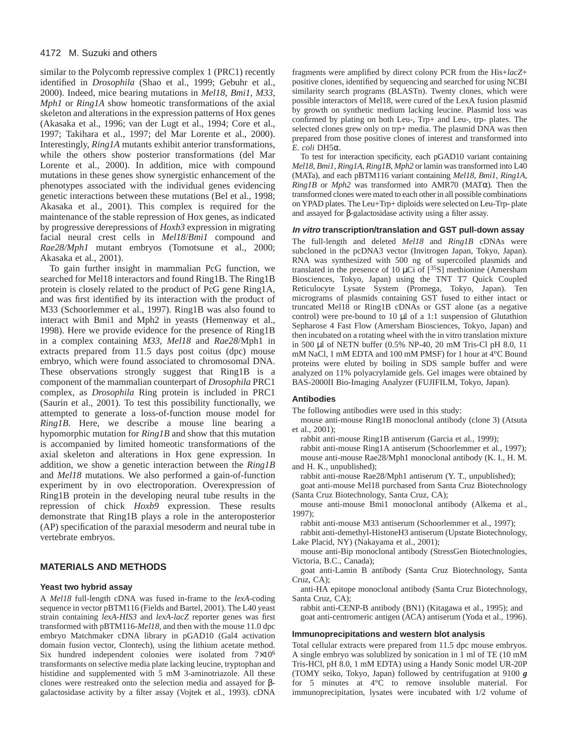similar to the Polycomb repressive complex 1 (PRC1) recently identified in *Drosophila* (Shao et al., 1999; Gebuhr et al., 2000). Indeed, mice bearing mutations in *Mel18*, *Bmi1*, *M33*, *Mph1* or *Ring1A* show homeotic transformations of the axial skeleton and alterations in the expression patterns of Hox genes (Akasaka et al., 1996; van der Lugt et al., 1994; Core et al., 1997; Takihara et al., 1997; del Mar Lorente et al., 2000). Interestingly, *Ring1A* mutants exhibit anterior transformations, while the others show posterior transformations (del Mar Lorente et al., 2000). In addition, mice with compound mutations in these genes show synergistic enhancement of the phenotypes associated with the individual genes evidencing genetic interactions between these mutations (Bel et al., 1998; Akasaka et al., 2001). This complex is required for the maintenance of the stable repression of Hox genes, as indicated by progressive derepressions of *Hoxb3* expression in migrating facial neural crest cells in *Mel18*/*Bmi1* compound and *Rae28/Mph1* mutant embryos (Tomotsune et al., 2000; Akasaka et al., 2001).

To gain further insight in mammalian PcG function, we searched for Mel18 interactors and found Ring1B. The Ring1B protein is closely related to the product of PcG gene Ring1A, and was first identified by its interaction with the product of M33 (Schoorlemmer et al., 1997). Ring1B was also found to interact with Bmi1 and Mph2 in yeasts (Hemenway et al., 1998). Here we provide evidence for the presence of Ring1B in a complex containing *M33*, *Mel18* and *Rae28*/Mph1 in extracts prepared from 11.5 days post coitus (dpc) mouse embryo, which were found associated to chromosomal DNA. These observations strongly suggest that Ring1B is a component of the mammalian counterpart of *Drosophila* PRC1 complex, as *Drosophila* Ring protein is included in PRC1 (Saurin et al., 2001). To test this possibility functionally, we attempted to generate a loss-of-function mouse model for *Ring1B*. Here, we describe a mouse line bearing a hypomorphic mutation for *Ring1B* and show that this mutation is accompanied by limited homeotic transformations of the axial skeleton and alterations in Hox gene expression. In addition, we show a genetic interaction between the *Ring1B* and *Mel18* mutations. We also performed a gain-of-function experiment by in ovo electroporation. Overexpression of Ring1B protein in the developing neural tube results in the repression of chick *Hoxb9* expression. These results demonstrate that Ring1B plays a role in the anteroposterior (AP) specification of the paraxial mesoderm and neural tube in vertebrate embryos.

## MATERIALS AND METHODS

### Yeast two hybrid assay

A *Mel18* full-length cDNA was fused in-frame to the *lexA*-coding sequence in vector pBTM116 (Fields and Bartel, 2001). The L40 yeast strain containing *lexA-HIS3* and *lexA-lacZ* reporter genes was first transformed with pBTM116-*Mel18*, and then with the mouse 11.0 dpc embryo Matchmaker cDNA library in pGAD10 (Gal4 activation domain fusion vector, Clontech), using the lithium acetate method. Six hundred independent colonies were isolated from $7\times10^6$ transformants on selective media plate lacking leucine, tryptophan and histidine and supplemented with 5 mM 3-aminotriazole. All these clones were restreaked onto the selection media and assayed for β-galactosidase activity by a filter assay (Vojtek et al., 1993). cDNA fragments were amplified by direct colony PCR from the His+*lacZ*+ positive clones, identified by sequencing and searched for using NCBI similarity search programs (BLASTn). Twenty clones, which were possible interactors of Mel18, were cured of the LexA fusion plasmid by growth on synthetic medium lacking leucine. Plasmid loss was confirmed by plating on both Leu-, Trp+ and Leu-, trp- plates. The selected clones grew only on trp+ media. The plasmid DNA was then prepared from those positive clones of interest and transformed into *E. coli* DH5α.

To test for interaction specificity, each pGAD10 variant containing *Mel18*, *Bmi1*, *Ring1A*, *Ring1B*, *Mph2* or lamin was transformed into L40 (MATa), and each pBTM116 variant containing *Mel18*, *Bmi1*, *Ring1A*, *Ring1B* or *Mph2* was transformed into AMR70 (MATα). Then the transformed clones were mated to each other in all possible combinations on YPAD plates. The Leu+Trp+ diploids were selected on Leu-Trp- plate and assayed for β-galactosidase activity using a filter assay.

### *In vitro* transcription/translation and GST pull-down assay

The full-length and deleted *Mel18* and *Ring1B* cDNAs were subcloned in the pcDNA3 vector (Invitrogen Japan, Tokyo, Japan). RNA was synthesized with 500 ng of supercoiled plasmids and translated in the presence of 10 μCi of [$^{35}$S] methionine (Amersham Biosciences, Tokyo, Japan) using the TNT T7 Quick Coupled Reticulocyte Lysate System (Promega, Tokyo, Japan). Ten micrograms of plasmids containing GST fused to either intact or truncated Mel18 or Ring1B cDNAs or GST alone (as a negative control) were pre-bound to 10 μl of a 1:1 suspension of Glutathion Sepharose 4 Fast Flow (Amersham Biosciences, Tokyo, Japan) and then incubated on a rotating wheel with the in vitro translation mixture in 500 μl of NETN buffer (0.5% NP-40, 20 mM Tris-Cl pH 8.0, 11 mM NaCl, 1 mM EDTA and 100 mM PMSF) for 1 hour at 4°C Bound proteins were eluted by boiling in SDS sample buffer and were analyzed on 11% polyacrylamide gels. Gel images were obtained by BAS-2000II Bio-Imaging Analyzer (FUJIFILM, Tokyo, Japan).

### Antibodies

The following antibodies were used in this study:

mouse anti-mouse Ring1B monoclonal antibody (clone 3) (Atsuta et al., 2001);

rabbit anti-mouse Ring1B antiserum (Garcia et al., 1999);

rabbit anti-mouse Ring1A antiserum (Schoorlemmer et al., 1997);

mouse anti-mouse Rae28/Mph1 monoclonal antibody (K. I., H. M. and H. K., unpublished);

rabbit anti-mouse Rae28/Mph1 antiserum (Y. T., unpublished);

goat anti-mouse Mel18 purchased from Santa Cruz Biotechnology (Santa Cruz Biotechnology, Santa Cruz, CA);

mouse anti-mouse Bmi1 monoclonal antibody (Alkema et al., 1997);

rabbit anti-mouse M33 antiserum (Schoorlemmer et al., 1997);

rabbit anti-demethyl-HistoneH3 antiserum (Upstate Biotechnology, Lake Placid, NY) (Nakayama et al., 2001);

mouse anti-Bip monoclonal antibody (StressGen Biotechnologies, Victoria, B.C., Canada);

goat anti-Lamin B antibody (Santa Cruz Biotechnology, Santa Cruz, CA);

anti-HA epitope monoclonal antibody (Santa Cruz Biotechnology, Santa Cruz, CA);

rabbit anti-CENP-B antibody (BN1) (Kitagawa et al., 1995); and

goat anti-centromeric antigen (ACA) antiserum (Yoda et al., 1996).

### Immunoprecipitations and western blot analysis

Total cellular extracts were prepared from 11.5 dpc mouse embryos. A single embryo was solubilized by sonication in 1 ml of TE (10 mM Tris-HCl, pH 8.0, 1 mM EDTA) using a Handy Sonic model UR-20P (TOMY seiko, Tokyo, Japan) followed by centrifugation at 9100 ***g*** for 5 minutes at 4°C to remove insoluble material. For immunoprecipitation, lysates were incubated with 1/2 volume of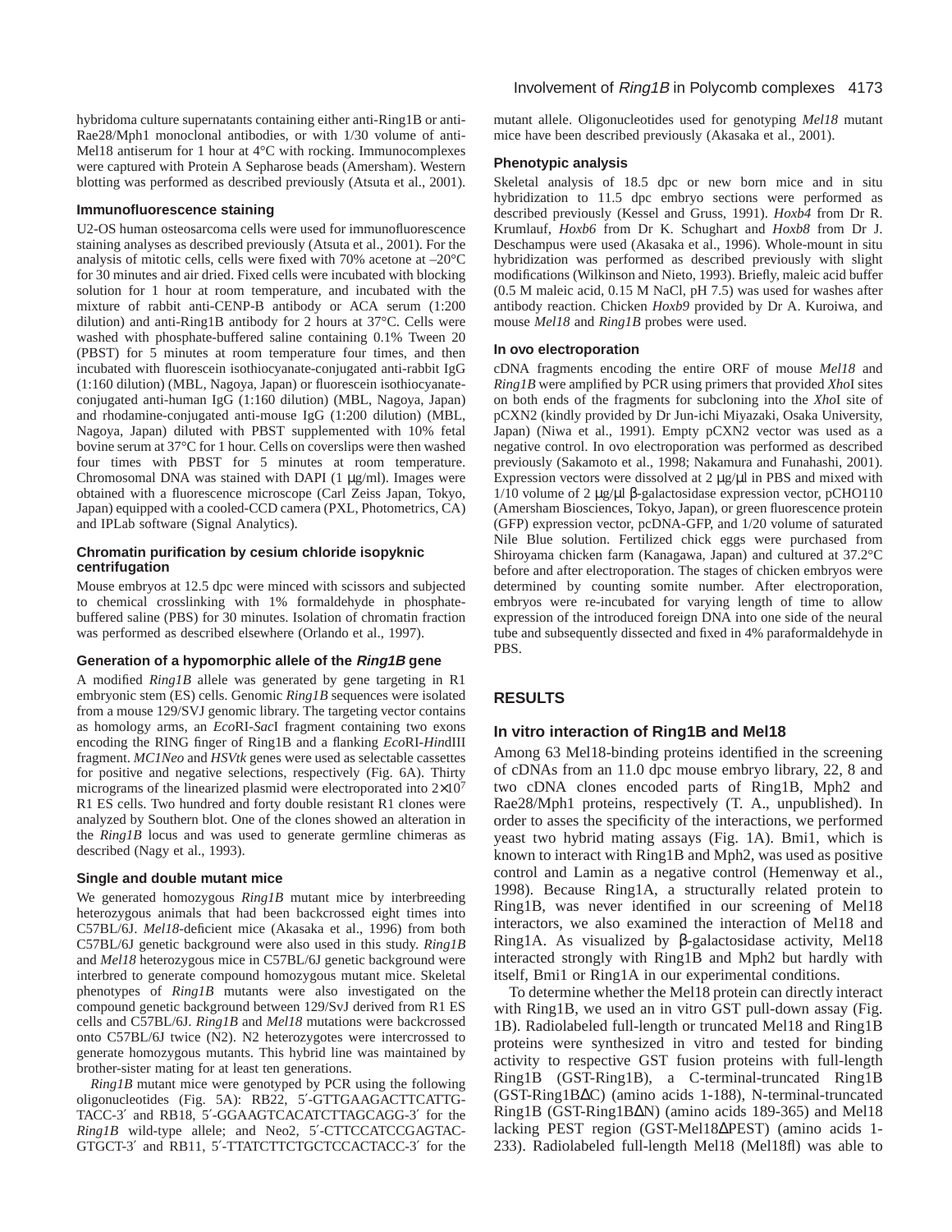hybridoma culture supernatants containing either anti-Ring1B or anti-Rae28/Mph1 monoclonal antibodies, or with 1/30 volume of anti-Mel18 antiserum for 1 hour at 4°C with rocking. Immunocomplexes were captured with Protein A Sepharose beads (Amersham). Western blotting was performed as described previously (Atsuta et al., 2001).

### Immunofluorescence staining

U2-OS human osteosarcoma cells were used for immunofluorescence staining analyses as described previously (Atsuta et al., 2001). For the analysis of mitotic cells, cells were fixed with 70% acetone at –20°C for 30 minutes and air dried. Fixed cells were incubated with blocking solution for 1 hour at room temperature, and incubated with the mixture of rabbit anti-CENP-B antibody or ACA serum (1:200 dilution) and anti-Ring1B antibody for 2 hours at 37°C. Cells were washed with phosphate-buffered saline containing 0.1% Tween 20 (PBST) for 5 minutes at room temperature four times, and then incubated with fluorescein isothiocyanate-conjugated anti-rabbit IgG (1:160 dilution) (MBL, Nagoya, Japan) or fluorescein isothiocyanate-conjugated anti-human IgG (1:160 dilution) (MBL, Nagoya, Japan) and rhodamine-conjugated anti-mouse IgG (1:200 dilution) (MBL, Nagoya, Japan) diluted with PBST supplemented with 10% fetal bovine serum at 37°C for 1 hour. Cells on coverslips were then washed four times with PBST for 5 minutes at room temperature. Chromosomal DNA was stained with DAPI (1 μg/ml). Images were obtained with a fluorescence microscope (Carl Zeiss Japan, Tokyo, Japan) equipped with a cooled-CCD camera (PXL, Photometrics, CA) and IPLab software (Signal Analytics).

### Chromatin purification by cesium chloride isopyknic centrifugation

Mouse embryos at 12.5 dpc were minced with scissors and subjected to chemical crosslinking with 1% formaldehyde in phosphate-buffered saline (PBS) for 30 minutes. Isolation of chromatin fraction was performed as described elsewhere (Orlando et al., 1997).

### Generation of a hypomorphic allele of the *Ring1B* gene

A modified *Ring1B* allele was generated by gene targeting in R1 embryonic stem (ES) cells. Genomic *Ring1B* sequences were isolated from a mouse 129/SVJ genomic library. The targeting vector contains as homology arms, an *Eco*RI-*Sac*I fragment containing two exons encoding the RING finger of Ring1B and a flanking *Eco*RI-*Hin*dIII fragment. *MC1Neo* and *HSVtk* genes were used as selectable cassettes for positive and negative selections, respectively (Fig. 6A). Thirty micrograms of the linearized plasmid were electroporated into $2\times10^7$ R1 ES cells. Two hundred and forty double resistant R1 clones were analyzed by Southern blot. One of the clones showed an alteration in the *Ring1B* locus and was used to generate germline chimeras as described (Nagy et al., 1993).

### Single and double mutant mice

We generated homozygous *Ring1B* mutant mice by interbreeding heterozygous animals that had been backcrossed eight times into C57BL/6J. *Mel18*-deficient mice (Akasaka et al., 1996) from both C57BL/6J genetic background were also used in this study. *Ring1B* and *Mel18* heterozygous mice in C57BL/6J genetic background were interbred to generate compound homozygous mutant mice. Skeletal phenotypes of *Ring1B* mutants were also investigated on the compound genetic background between 129/SvJ derived from R1 ES cells and C57BL/6J. *Ring1B* and *Mel18* mutations were backcrossed onto C57BL/6J twice (N2). N2 heterozygotes were intercrossed to generate homozygous mutants. This hybrid line was maintained by brother-sister mating for at least ten generations.

*Ring1B* mutant mice were genotyped by PCR using the following oligonucleotides (Fig. 5A): RB22, 5′-GTTGAAGACTTCATTG-TACC-3′ and RB18, 5′-GGAAGTCACATCTTAGCAGG-3′ for the *Ring1B* wild-type allele; and Neo2, 5′-CTTCCATCCGAGTAC-GTGCT-3′ and RB11, 5′-TTATCTTCTGCTCCACTACC-3′ for the mutant allele. Oligonucleotides used for genotyping *Mel18* mutant mice have been described previously (Akasaka et al., 2001).

### Phenotypic analysis

Skeletal analysis of 18.5 dpc or new born mice and in situ hybridization to 11.5 dpc embryo sections were performed as described previously (Kessel and Gruss, 1991). *Hoxb4* from Dr R. Krumlauf, *Hoxb6* from Dr K. Schughart and *Hoxb8* from Dr J. Deschampus were used (Akasaka et al., 1996). Whole-mount in situ hybridization was performed as described previously with slight modifications (Wilkinson and Nieto, 1993). Briefly, maleic acid buffer (0.5 M maleic acid, 0.15 M NaCl, pH 7.5) was used for washes after antibody reaction. Chicken *Hoxb9* provided by Dr A. Kuroiwa, and mouse *Mel18* and *Ring1B* probes were used.

### In ovo electroporation

cDNA fragments encoding the entire ORF of mouse *Mel18* and *Ring1B* were amplified by PCR using primers that provided *Xho*I sites on both ends of the fragments for subcloning into the *Xho*I site of pCXN2 (kindly provided by Dr Jun-ichi Miyazaki, Osaka University, Japan) (Niwa et al., 1991). Empty pCXN2 vector was used as a negative control. In ovo electroporation was performed as described previously (Sakamoto et al., 1998; Nakamura and Funahashi, 2001). Expression vectors were dissolved at 2 μg/μl in PBS and mixed with 1/10 volume of 2 μg/μl β-galactosidase expression vector, pCHO110 (Amersham Biosciences, Tokyo, Japan), or green fluorescence protein (GFP) expression vector, pcDNA-GFP, and 1/20 volume of saturated Nile Blue solution. Fertilized chick eggs were purchased from Shiroyama chicken farm (Kanagawa, Japan) and cultured at 37.2°C before and after electroporation. The stages of chicken embryos were determined by counting somite number. After electroporation, embryos were re-incubated for varying length of time to allow expression of the introduced foreign DNA into one side of the neural tube and subsequently dissected and fixed in 4% paraformaldehyde in PBS.

## RESULTS

### In vitro interaction of Ring1B and Mel18

Among 63 Mel18-binding proteins identified in the screening of cDNAs from an 11.0 dpc mouse embryo library, 22, 8 and two cDNA clones encoded parts of Ring1B, Mph2 and Rae28/Mph1 proteins, respectively (T. A., unpublished). In order to asses the specificity of the interactions, we performed yeast two hybrid mating assays (Fig. 1A). Bmi1, which is known to interact with Ring1B and Mph2, was used as positive control and Lamin as a negative control (Hemenway et al., 1998). Because Ring1A, a structurally related protein to Ring1B, was never identified in our screening of Mel18 interactors, we also examined the interaction of Mel18 and Ring1A. As visualized by β-galactosidase activity, Mel18 interacted strongly with Ring1B and Mph2 but hardly with itself, Bmi1 or Ring1A in our experimental conditions.

To determine whether the Mel18 protein can directly interact with Ring1B, we used an in vitro GST pull-down assay (Fig. 1B). Radiolabeled full-length or truncated Mel18 and Ring1B proteins were synthesized in vitro and tested for binding activity to respective GST fusion proteins with full-length Ring1B (GST-Ring1B), a C-terminal-truncated Ring1B (GST-Ring1BΔC) (amino acids 1-188), N-terminal-truncated Ring1B (GST-Ring1BΔN) (amino acids 189-365) and Mel18 lacking PEST region (GST-Mel18ΔPEST) (amino acids 1-233). Radiolabeled full-length Mel18 (Mel18fl) was able to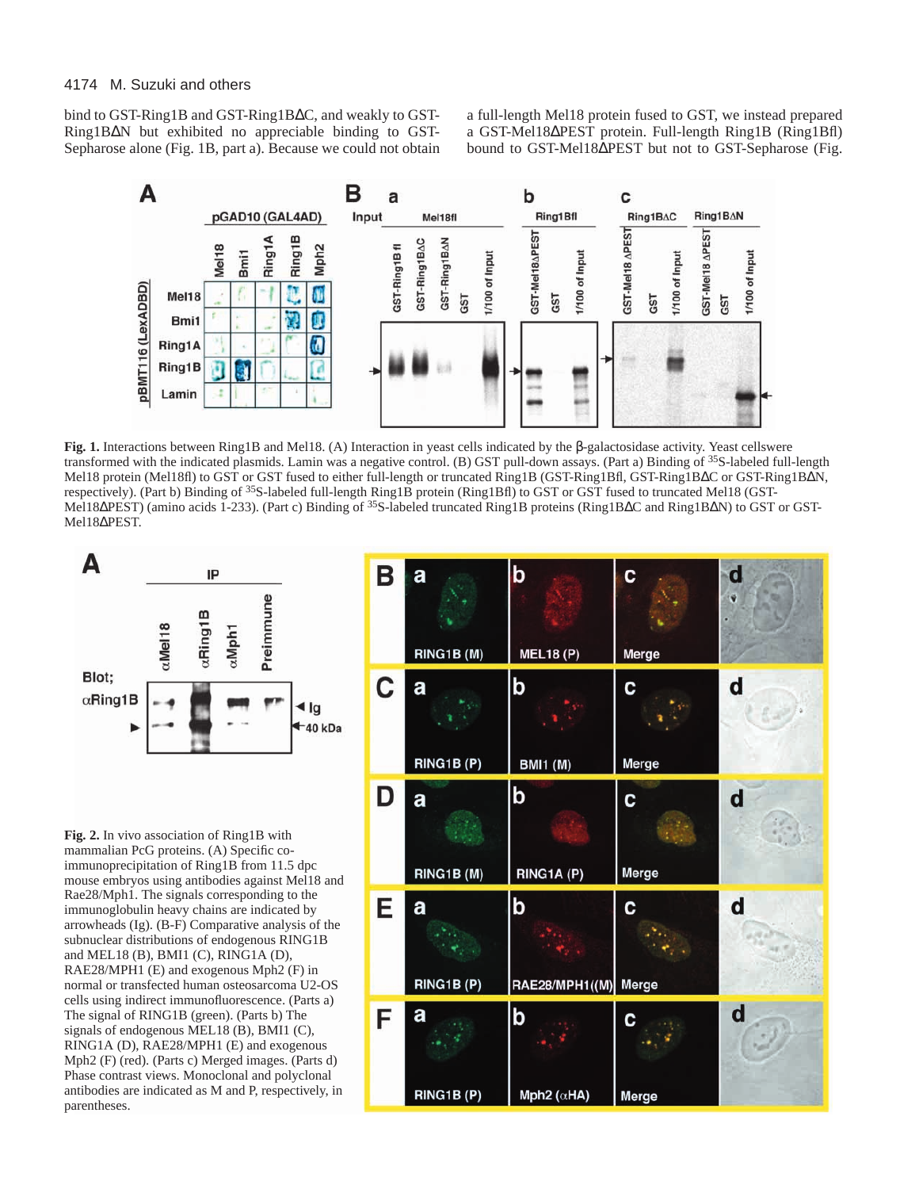bind to GST-Ring1B and GST-Ring1BΔC, and weakly to GST-Ring1BΔN but exhibited no appreciable binding to GST-Sepharose alone (Fig. 1B, part a). Because we could not obtain a full-length Mel18 protein fused to GST, we instead prepared a GST-Mel18ΔPEST protein. Full-length Ring1B (Ring1Bfl) bound to GST-Mel18ΔPEST but not to GST-Sepharose (Fig.

**Fig. 1.** Interactions between Ring1B and Mel18. (A) Interaction in yeast cells indicated by the β-galactosidase activity. Yeast cellswere transformed with the indicated plasmids. Lamin was a negative control. (B) GST pull-down assays. (Part a) Binding of $^{35}$S-labeled full-length Mel18 protein (Mel18fl) to GST or GST fused to either full-length or truncated Ring1B (GST-Ring1Bfl, GST-Ring1BΔC or GST-Ring1BΔN, respectively). (Part b) Binding of $^{35}$S-labeled full-length Ring1B protein (Ring1Bfl) to GST or GST fused to truncated Mel18 (GST-Mel18ΔPEST) (amino acids 1-233). (Part c) Binding of $^{35}$S-labeled truncated Ring1B proteins (Ring1BΔC and Ring1BΔN) to GST or GST-Mel18ΔPEST.

**Fig. 2.** In vivo association of Ring1B with mammalian PcG proteins. (A) Specific co-immunoprecipitation of Ring1B from 11.5 dpc mouse embryos using antibodies against Mel18 and Rae28/Mph1. The signals corresponding to the immunoglobulin heavy chains are indicated by arrowheads (Ig). (B-F) Comparative analysis of the subnuclear distributions of endogenous RING1B and MEL18 (B), BMI1 (C), RING1A (D), RAE28/MPH1 (E) and exogenous Mph2 (F) in normal or transfected human osteosarcoma U2-OS cells using indirect immunofluorescence. (Parts a) The signal of RING1B (green). (Parts b) The signals of endogenous MEL18 (B), BMI1 (C), RING1A (D), RAE28/MPH1 (E) and exogenous Mph2 (F) (red). (Parts c) Merged images. (Parts d) Phase contrast views. Monoclonal and polyclonal antibodies are indicated as M and P, respectively, in parentheses.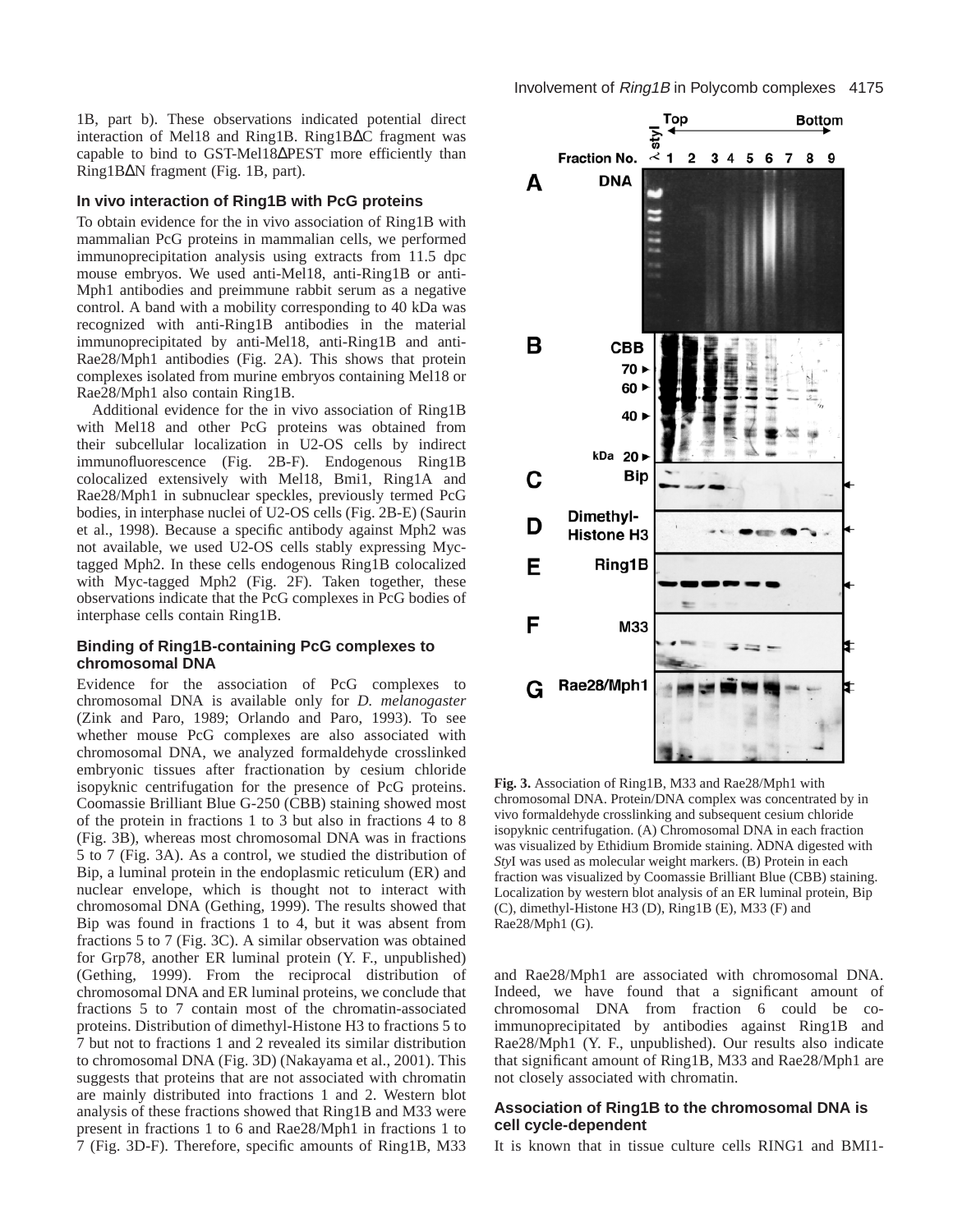1B, part b). These observations indicated potential direct interaction of Mel18 and Ring1B. Ring1BΔC fragment was capable to bind to GST-Mel18ΔPEST more efficiently than Ring1BΔN fragment (Fig. 1B, part).

### In vivo interaction of Ring1B with PcG proteins

To obtain evidence for the in vivo association of Ring1B with mammalian PcG proteins in mammalian cells, we performed immunoprecipitation analysis using extracts from 11.5 dpc mouse embryos. We used anti-Mel18, anti-Ring1B or anti-Mph1 antibodies and preimmune rabbit serum as a negative control. A band with a mobility corresponding to 40 kDa was recognized with anti-Ring1B antibodies in the material immunoprecipitated by anti-Mel18, anti-Ring1B and anti-Rae28/Mph1 antibodies (Fig. 2A). This shows that protein complexes isolated from murine embryos containing Mel18 or Rae28/Mph1 also contain Ring1B.

Additional evidence for the in vivo association of Ring1B with Mel18 and other PcG proteins was obtained from their subcellular localization in U2-OS cells by indirect immunofluorescence (Fig. 2B-F). Endogenous Ring1B colocalized extensively with Mel18, Bmi1, Ring1A and Rae28/Mph1 in subnuclear speckles, previously termed PcG bodies, in interphase nuclei of U2-OS cells (Fig. 2B-E) (Saurin et al., 1998). Because a specific antibody against Mph2 was not available, we used U2-OS cells stably expressing Myc-tagged Mph2. In these cells endogenous Ring1B colocalized with Myc-tagged Mph2 (Fig. 2F). Taken together, these observations indicate that the PcG complexes in PcG bodies of interphase cells contain Ring1B.

### Binding of Ring1B-containing PcG complexes to chromosomal DNA

Evidence for the association of PcG complexes to chromosomal DNA is available only for *D. melanogaster* (Zink and Paro, 1989; Orlando and Paro, 1993). To see whether mouse PcG complexes are also associated with chromosomal DNA, we analyzed formaldehyde crosslinked embryonic tissues after fractionation by cesium chloride isopyknic centrifugation for the presence of PcG proteins. Coomassie Brilliant Blue G-250 (CBB) staining showed most of the protein in fractions 1 to 3 but also in fractions 4 to 8 (Fig. 3B), whereas most chromosomal DNA was in fractions 5 to 7 (Fig. 3A). As a control, we studied the distribution of Bip, a luminal protein in the endoplasmic reticulum (ER) and nuclear envelope, which is thought not to interact with chromosomal DNA (Gething, 1999). The results showed that Bip was found in fractions 1 to 4, but it was absent from fractions 5 to 7 (Fig. 3C). A similar observation was obtained for Grp78, another ER luminal protein (Y. F., unpublished) (Gething, 1999). From the reciprocal distribution of chromosomal DNA and ER luminal proteins, we conclude that fractions 5 to 7 contain most of the chromatin-associated proteins. Distribution of dimethyl-Histone H3 to fractions 5 to 7 but not to fractions 1 and 2 revealed its similar distribution to chromosomal DNA (Fig. 3D) (Nakayama et al., 2001). This suggests that proteins that are not associated with chromatin are mainly distributed into fractions 1 and 2. Western blot analysis of these fractions showed that Ring1B and M33 were present in fractions 1 to 6 and Rae28/Mph1 in fractions 1 to 7 (Fig. 3D-F). Therefore, specific amounts of Ring1B, M33 and Rae28/Mph1 are associated with chromosomal DNA. Indeed, we have found that a significant amount of chromosomal DNA from fraction 6 could be co-immunoprecipitated by antibodies against Ring1B and Rae28/Mph1 (Y. F., unpublished). Our results also indicate that significant amount of Ring1B, M33 and Rae28/Mph1 are not closely associated with chromatin.

**Fig. 3.** Association of Ring1B, M33 and Rae28/Mph1 with chromosomal DNA. Protein/DNA complex was concentrated by in vivo formaldehyde crosslinking and subsequent cesium chloride isopyknic centrifugation. (A) Chromosomal DNA in each fraction was visualized by Ethidium Bromide staining. λDNA digested with *Sty*I was used as molecular weight markers. (B) Protein in each fraction was visualized by Coomassie Brilliant Blue (CBB) staining. Localization by western blot analysis of an ER luminal protein, Bip (C), dimethyl-Histone H3 (D), Ring1B (E), M33 (F) and Rae28/Mph1 (G).

### Association of Ring1B to the chromosomal DNA is cell cycle-dependent

It is known that in tissue culture cells RING1 and BMI1-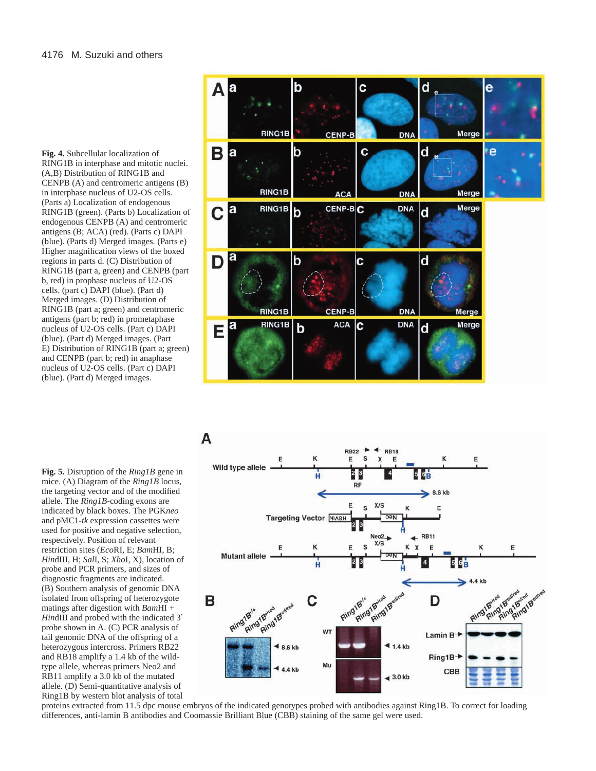**Fig. 4.** Subcellular localization of RING1B in interphase and mitotic nuclei. (A,B) Distribution of RING1B and CENPB (A) and centromeric antigens (B) in interphase nucleus of U2-OS cells. (Parts a) Localization of endogenous RING1B (green). (Parts b) Localization of endogenous CENPB (A) and centromeric antigens (B; ACA) (red). (Parts c) DAPI (blue). (Parts d) Merged images. (Parts e) Higher magnification views of the boxed regions in parts d. (C) Distribution of RING1B (part a, green) and CENPB (part b, red) in prophase nucleus of U2-OS cells. (part c) DAPI (blue). (Part d) Merged images. (D) Distribution of RING1B (part a; green) and centromeric antigens (part b; red) in prometaphase nucleus of U2-OS cells. (Part c) DAPI (blue). (Part d) Merged images. (Part E) Distribution of RING1B (part a; green) and CENPB (part b; red) in anaphase nucleus of U2-OS cells. (Part c) DAPI (blue). (Part d) Merged images.

**Fig. 5.** Disruption of the *Ring1B* gene in mice. (A) Diagram of the *Ring1B* locus, the targeting vector and of the modified allele. The *Ring1B*-coding exons are indicated by black boxes. The PGK*neo* and pMC1-*tk* expression cassettes were used for positive and negative selection, respectively. Position of relevant restriction sites (*Eco*RI, E; *Bam*HI, B; *Hin*dIII, H; *Sal*I, S; *Xho*I, X), location of probe and PCR primers, and sizes of diagnostic fragments are indicated. (B) Southern analysis of genomic DNA isolated from offspring of heterozygote matings after digestion with *Bam*HI + *Hin*dIII and probed with the indicated 3′ probe shown in A. (C) PCR analysis of tail genomic DNA of the offspring of a heterozygous intercross. Primers RB22 and RB18 amplify a 1.4 kb of the wild-type allele, whereas primers Neo2 and RB11 amplify a 3.0 kb of the mutated allele. (D) Semi-quantitative analysis of Ring1B by western blot analysis of total proteins extracted from 11.5 dpc mouse embryos of the indicated genotypes probed with antibodies against Ring1B. To correct for loading differences, anti-lamin B antibodies and Coomassie Brilliant Blue (CBB) staining of the same gel were used.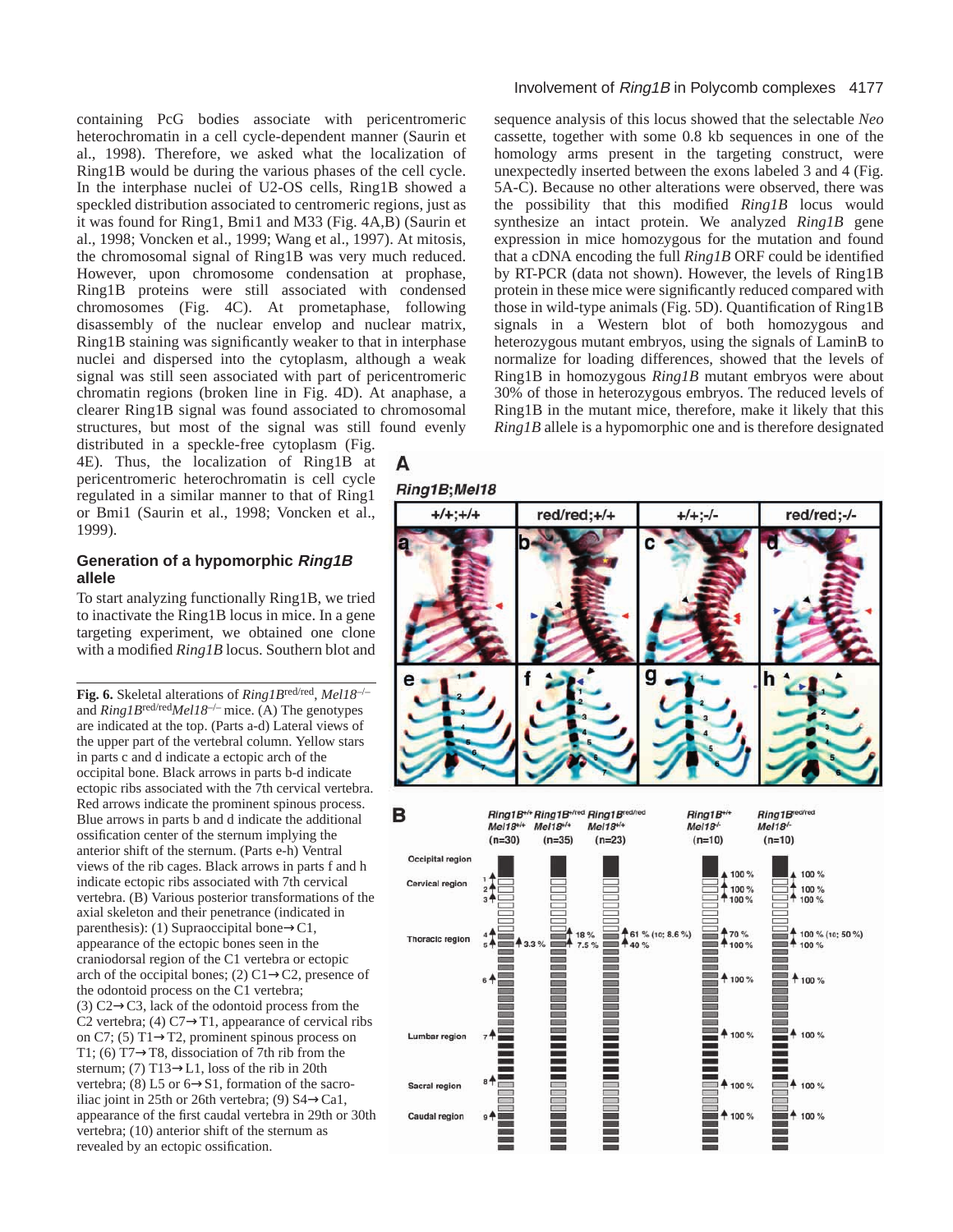containing PcG bodies associate with pericentromeric heterochromatin in a cell cycle-dependent manner (Saurin et al., 1998). Therefore, we asked what the localization of Ring1B would be during the various phases of the cell cycle. In the interphase nuclei of U2-OS cells, Ring1B showed a speckled distribution associated to centromeric regions, just as it was found for Ring1, Bmi1 and M33 (Fig. 4A,B) (Saurin et al., 1998; Voncken et al., 1999; Wang et al., 1997). At mitosis, the chromosomal signal of Ring1B was very much reduced. However, upon chromosome condensation at prophase, Ring1B proteins were still associated with condensed chromosomes (Fig. 4C). At prometaphase, following disassembly of the nuclear envelop and nuclear matrix, Ring1B staining was significantly weaker to that in interphase nuclei and dispersed into the cytoplasm, although a weak signal was still seen associated with part of pericentromeric chromatin regions (broken line in Fig. 4D). At anaphase, a clearer Ring1B signal was found associated to chromosomal structures, but most of the signal was still found evenly distributed in a speckle-free cytoplasm (Fig. 4E). Thus, the localization of Ring1B at pericentromeric heterochromatin is cell cycle regulated in a similar manner to that of Ring1 or Bmi1 (Saurin et al., 1998; Voncken et al., 1999).

## Generation of a hypomorphic *Ring1B* allele

To start analyzing functionally Ring1B, we tried to inactivate the Ring1B locus in mice. In a gene targeting experiment, we obtained one clone with a modified *Ring1B* locus. Southern blot and sequence analysis of this locus showed that the selectable *Neo* cassette, together with some 0.8 kb sequences in one of the homology arms present in the targeting construct, were unexpectedly inserted between the exons labeled 3 and 4 (Fig. 5A-C). Because no other alterations were observed, there was the possibility that this modified *Ring1B* locus would synthesize an intact protein. We analyzed *Ring1B* gene expression in mice homozygous for the mutation and found that a cDNA encoding the full *Ring1B* ORF could be identified by RT-PCR (data not shown). However, the levels of Ring1B protein in these mice were significantly reduced compared with those in wild-type animals (Fig. 5D). Quantification of Ring1B signals in a Western blot of both homozygous and heterozygous mutant embryos, using the signals of LaminB to normalize for loading differences, showed that the levels of Ring1B in homozygous *Ring1B* mutant embryos were about 30% of those in heterozygous embryos. The reduced levels of Ring1B in the mutant mice, therefore, make it likely that this *Ring1B* allele is a hypomorphic one and is therefore designated

**Fig. 6.** Skeletal alterations of *Ring1B*$^{red/red}$, *Mel18*$^{-/-}$ and *Ring1B*$^{red/red}$*Mel18*$^{-/-}$ mice. (A) The genotypes are indicated at the top. (Parts a-d) Lateral views of the upper part of the vertebral column. Yellow stars in parts c and d indicate a ectopic arch of the occipital bone. Black arrows in parts b-d indicate ectopic ribs associated with the 7th cervical vertebra. Red arrows indicate the prominent spinous process. Blue arrows in parts b and d indicate the additional ossification center of the sternum implying the anterior shift of the sternum. (Parts e-h) Ventral views of the rib cages. Black arrows in parts f and h indicate ectopic ribs associated with 7th cervical vertebra. (B) Various posterior transformations of the axial skeleton and their penetrance (indicated in parenthesis): (1) Supraoccipital bone→C1, appearance of the ectopic bones seen in the craniodorsal region of the C1 vertebra or ectopic arch of the occipital bones; (2) C1→C2, presence of the odontoid process on the C1 vertebra; (3) C2→C3, lack of the odontoid process from the C2 vertebra; (4) C7→T1, appearance of cervical ribs on C7; (5) T1→T2, prominent spinous process on T1; (6) T7→T8, dissociation of 7th rib from the sternum; (7) T13→L1, loss of the rib in 20th vertebra; (8) L5 or 6→S1, formation of the sacro-iliac joint in 25th or 26th vertebra; (9) S4→Ca1, appearance of the first caudal vertebra in 29th or 30th vertebra; (10) anterior shift of the sternum as revealed by an ectopic ossification.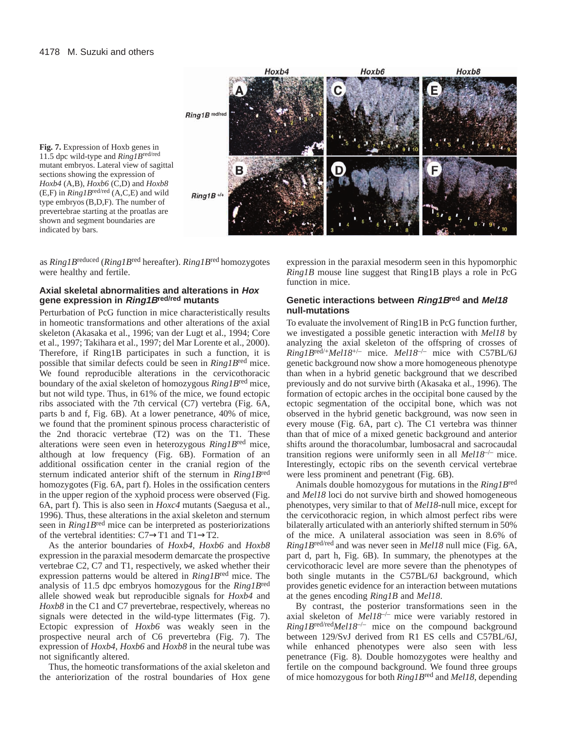**Fig. 7.** Expression of Hoxb genes in 11.5 dpc wild-type and *Ring1B*$^{red/red}$ mutant embryos. Lateral view of sagittal sections showing the expression of *Hoxb4* (A,B), *Hoxb6* (C,D) and *Hoxb8* (E,F) in *Ring1B*$^{red/red}$ (A,C,E) and wild type embryos (B,D,F). The number of prevertebrae starting at the proatlas are shown and segment boundaries are indicated by bars.

as *Ring1B*$^{reduced}$ (*Ring1B*$^{red}$ hereafter). *Ring1B*$^{red}$ homozygotes were healthy and fertile.

### Axial skeletal abnormalities and alterations in *Hox* gene expression in *Ring1B*$^{red/red}$ mutants

Perturbation of PcG function in mice characteristically results in homeotic transformations and other alterations of the axial skeleton (Akasaka et al., 1996; van der Lugt et al., 1994; Core et al., 1997; Takihara et al., 1997; del Mar Lorente et al., 2000). Therefore, if Ring1B participates in such a function, it is possible that similar defects could be seen in *Ring1B*$^{red}$ mice. We found reproducible alterations in the cervicothoracic boundary of the axial skeleton of homozygous *Ring1B*$^{red}$ mice, but not wild type. Thus, in 61% of the mice, we found ectopic ribs associated with the 7th cervical (C7) vertebra (Fig. 6A, parts b and f, Fig. 6B). At a lower penetrance, 40% of mice, we found that the prominent spinous process characteristic of the 2nd thoracic vertebrae (T2) was on the T1. These alterations were seen even in heterozygous *Ring1B*$^{red}$ mice, although at low frequency (Fig. 6B). Formation of an additional ossification center in the cranial region of the sternum indicated anterior shift of the sternum in *Ring1B*$^{red}$ homozygotes (Fig. 6A, part f). Holes in the ossification centers in the upper region of the xyphoid process were observed (Fig. 6A, part f). This is also seen in *Hoxc4* mutants (Saegusa et al., 1996). Thus, these alterations in the axial skeleton and sternum seen in *Ring1B*$^{red}$ mice can be interpreted as posteriorizations of the vertebral identities: C7→T1 and T1→T2.

As the anterior boundaries of *Hoxb4, Hoxb6* and *Hoxb8* expression in the paraxial mesoderm demarcate the prospective vertebrae C2, C7 and T1, respectively, we asked whether their expression patterns would be altered in *Ring1B*$^{red}$ mice. The analysis of 11.5 dpc embryos homozygous for the *Ring1B*$^{red}$ allele showed weak but reproducible signals for *Hoxb4* and *Hoxb8* in the C1 and C7 prevertebrae, respectively, whereas no signals were detected in the wild-type littermates (Fig. 7). Ectopic expression of *Hoxb6* was weakly seen in the prospective neural arch of C6 prevertebra (Fig. 7). The expression of *Hoxb4, Hoxb6* and *Hoxb8* in the neural tube was not significantly altered.

Thus, the homeotic transformations of the axial skeleton and the anteriorization of the rostral boundaries of Hox gene expression in the paraxial mesoderm seen in this hypomorphic *Ring1B* mouse line suggest that Ring1B plays a role in PcG function in mice.

### Genetic interactions between *Ring1B*$^{red}$ and *Mel18* null-mutations

To evaluate the involvement of Ring1B in PcG function further, we investigated a possible genetic interaction with *Mel18* by analyzing the axial skeleton of the offspring of crosses of *Ring1B*$^{red/+}$*Mel18*$^{+/-}$ mice. *Mel18*$^{-/-}$ mice with C57BL/6J genetic background now show a more homogeneous phenotype than when in a hybrid genetic background that we described previously and do not survive birth (Akasaka et al., 1996). The formation of ectopic arches in the occipital bone caused by the ectopic segmentation of the occipital bone, which was not observed in the hybrid genetic background, was now seen in every mouse (Fig. 6A, part c). The C1 vertebra was thinner than that of mice of a mixed genetic background and anterior shifts around the thoracolumbar, lumbosacral and sacrocaudal transition regions were uniformly seen in all *Mel18*$^{-/-}$ mice. Interestingly, ectopic ribs on the seventh cervical vertebrae were less prominent and penetrant (Fig. 6B).

Animals double homozygous for mutations in the *Ring1B*$^{red}$ and *Mel18* loci do not survive birth and showed homogeneous phenotypes, very similar to that of *Mel18*-null mice, except for the cervicothoracic region, in which almost perfect ribs were bilaterally articulated with an anteriorly shifted sternum in 50% of the mice. A unilateral association was seen in 8.6% of *Ring1B*$^{red/red}$ and was never seen in *Mel18* null mice (Fig. 6A, part d, part h, Fig. 6B). In summary, the phenotypes at the cervicothoracic level are more severe than the phenotypes of both single mutants in the C57BL/6J background, which provides genetic evidence for an interaction between mutations at the genes encoding *Ring1B* and *Mel18*.

By contrast, the posterior transformations seen in the axial skeleton of *Mel18*$^{-/-}$ mice were variably restored in *Ring1B*$^{red/red}$*Mel18*$^{-/-}$ mice on the compound background between 129/SvJ derived from R1 ES cells and C57BL/6J, while enhanced phenotypes were also seen with less penetrance (Fig. 8). Double homozygotes were healthy and fertile on the compound background. We found three groups of mice homozygous for both *Ring1B*$^{red}$ and *Mel18*, depending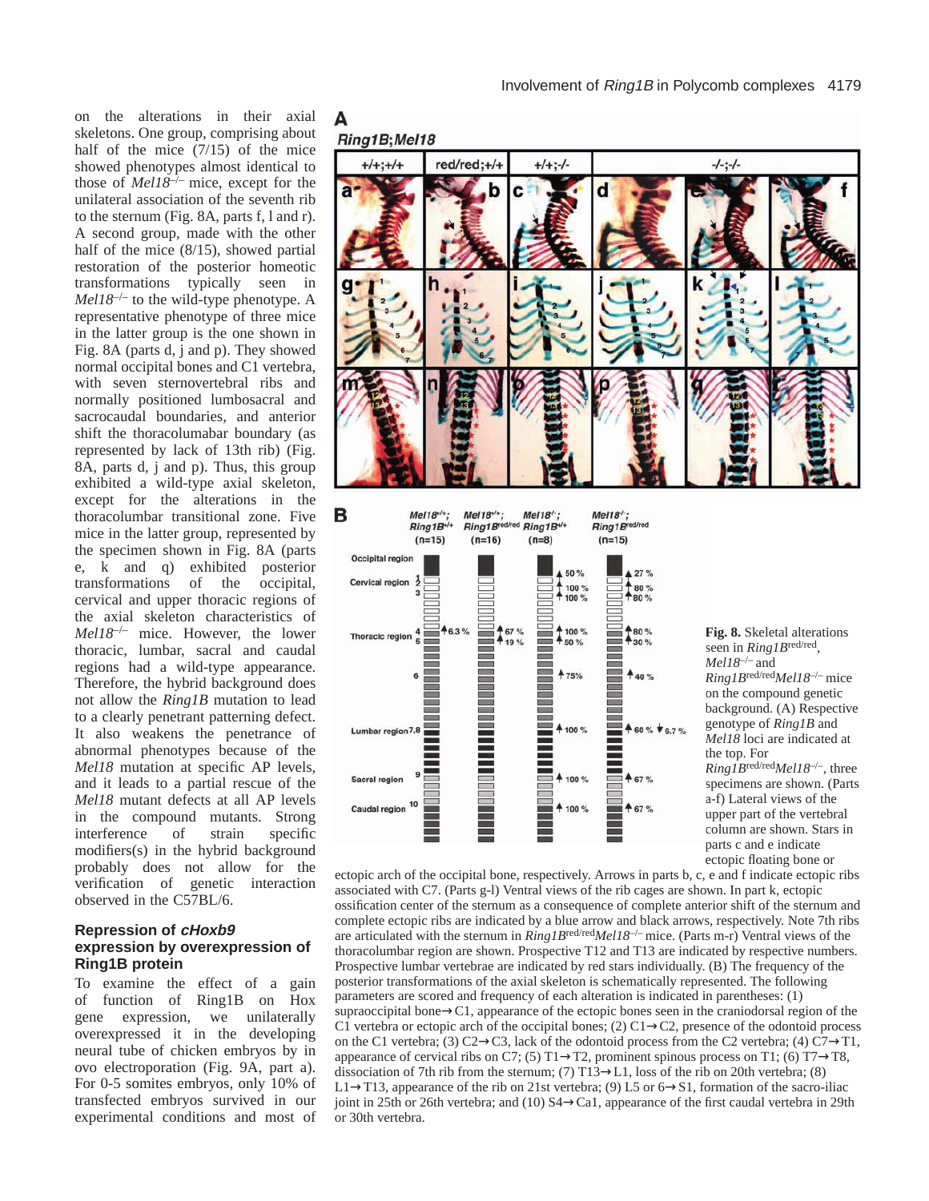on the alterations in their axial skeletons. One group, comprising about half of the mice (7/15) of the mice showed phenotypes almost identical to those of *Mel18*$^{-/-}$ mice, except for the unilateral association of the seventh rib to the sternum (Fig. 8A, parts f, l and r). A second group, made with the other half of the mice (8/15), showed partial restoration of the posterior homeotic transformations typically seen in *Mel18*$^{-/-}$ to the wild-type phenotype. A representative phenotype of three mice in the latter group is the one shown in Fig. 8A (parts d, j and p). They showed normal occipital bones and C1 vertebra, with seven sternovertebral ribs and normally positioned lumbosacral and sacrocaudal boundaries, and anterior shift the thoracolumbar boundary (as represented by lack of 13th rib) (Fig. 8A, parts d, j and p). Thus, this group exhibited a wild-type axial skeleton, except for the alterations in the thoracolumbar transitional zone. Five mice in the latter group, represented by the specimen shown in Fig. 8A (parts e, k and q) exhibited posterior transformations of the occipital, cervical and upper thoracic regions of the axial skeleton characteristics of *Mel18*$^{-/-}$ mice. However, the lower thoracic, lumbar, sacral and caudal regions had a wild-type appearance. Therefore, the hybrid background does not allow the *Ring1B* mutation to lead to a clearly penetrant patterning defect. It also weakens the penetrance of abnormal phenotypes because of the *Mel18* mutation at specific AP levels, and it leads to a partial rescue of the *Mel18* mutant defects at all AP levels in the compound mutants. Strong interference of strain specific modifiers(s) in the hybrid background probably does not allow for the verification of genetic interaction observed in the C57BL/6.

### Repression of *cHoxb9* expression by overexpression of Ring1B protein

To examine the effect of a gain of function of Ring1B on Hox gene expression, we unilaterally overexpressed it in the developing neural tube of chicken embryos by in ovo electroporation (Fig. 9A, part a). For 0-5 somites embryos, only 10% of transfected embryos survived in our experimental conditions and most of

**Fig. 8.** Skeletal alterations seen in *Ring1B*$^{red/red}$, *Mel18*$^{-/-}$ and *Ring1B*$^{red/red}$*Mel18*$^{-/-}$ mice on the compound genetic background. (A) Respective genotype of *Ring1B* and *Mel18* loci are indicated at the top. For *Ring1B*$^{red/red}$*Mel18*$^{-/-}$, three specimens are shown. (Parts a-f) Lateral views of the upper part of the vertebral column are shown. Stars in parts c and e indicate ectopic floating bone or ectopic arch of the occipital bone, respectively. Arrows in parts b, c, e and f indicate ectopic ribs associated with C7. (Parts g-l) Ventral views of the rib cages are shown. In part k, ectopic ossification center of the sternum as a consequence of complete anterior shift of the sternum and complete ectopic ribs are indicated by a blue arrow and black arrows, respectively. Note 7th ribs are articulated with the sternum in *Ring1B*$^{red/red}$*Mel18*$^{-/-}$ mice. (Parts m-r) Ventral views of the thoracolumbar region are shown. Prospective T12 and T13 are indicated by respective numbers. Prospective lumbar vertebrae are indicated by red stars individually. (B) The frequency of the posterior transformations of the axial skeleton is schematically represented. The following parameters are scored and frequency of each alteration is indicated in parentheses: (1) supraoccipital bone→C1, appearance of the ectopic bones seen in the craniodorsal region of the C1 vertebra or ectopic arch of the occipital bones; (2) C1→C2, presence of the odontoid process on the C1 vertebra; (3) C2→C3, lack of the odontoid process from the C2 vertebra; (4) C7→T1, appearance of cervical ribs on C7; (5) T1→T2, prominent spinous process on T1; (6) T7→T8, dissociation of 7th rib from the sternum; (7) T13→L1, loss of the rib on 20th vertebra; (8) L1→T13, appearance of the rib on 21st vertebra; (9) L5 or 6→S1, formation of the sacro-iliac joint in 25th or 26th vertebra; and (10) S4→Ca1, appearance of the first caudal vertebra in 29th or 30th vertebra.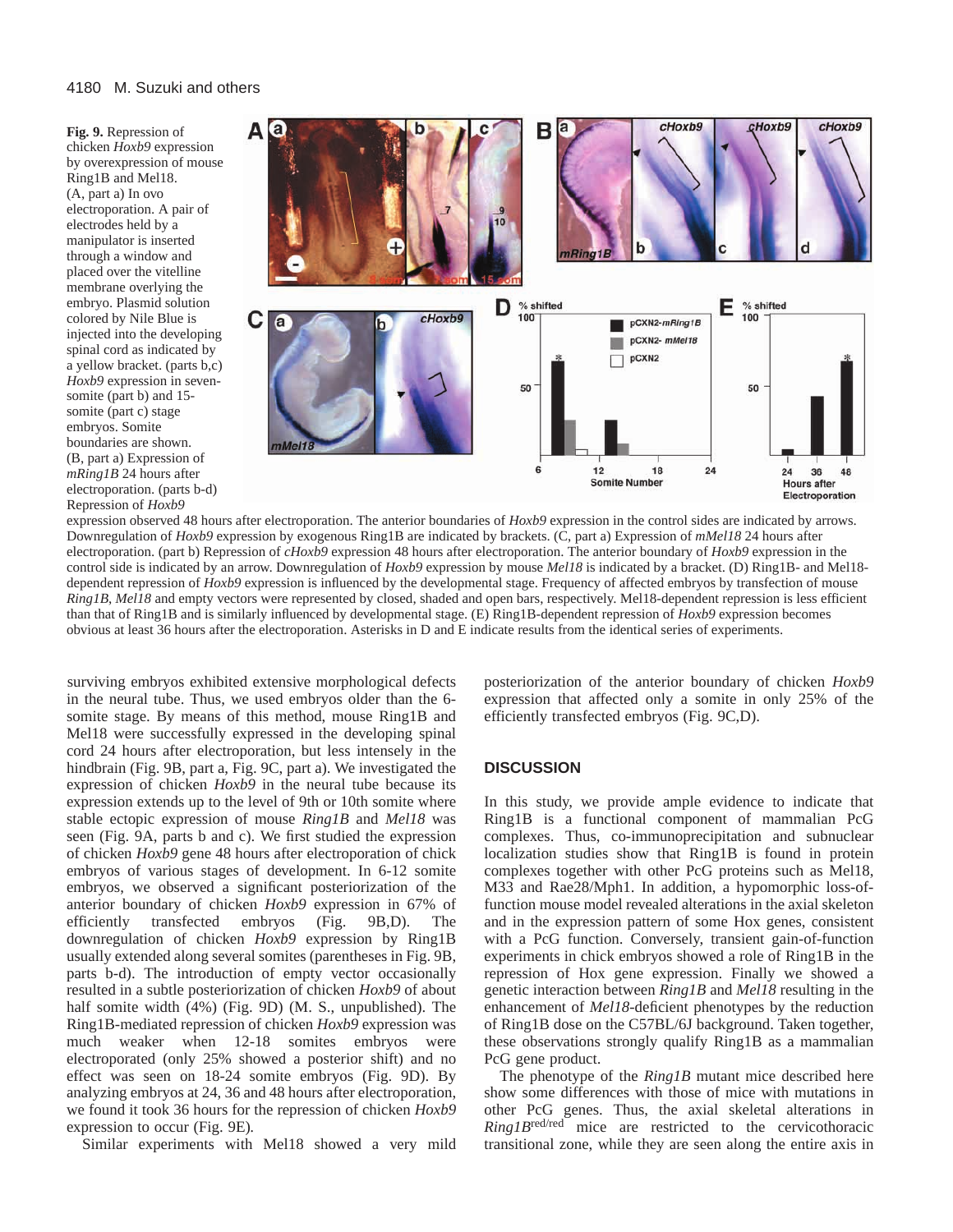**Fig. 9.** Repression of chicken *Hoxb9* expression by overexpression of mouse Ring1B and Mel18. (A, part a) In ovo electroporation. A pair of electrodes held by a manipulator is inserted through a window and placed over the vitelline membrane overlying the embryo. Plasmid solution colored by Nile Blue is injected into the developing spinal cord as indicated by a yellow bracket. (parts b,c) *Hoxb9* expression in seven-somite (part b) and 15-somite (part c) stage embryos. Somite boundaries are shown. (B, part a) Expression of *mRing1B* 24 hours after electroporation. (parts b-d) Repression of *Hoxb9* expression observed 48 hours after electroporation. The anterior boundaries of *Hoxb9* expression in the control sides are indicated by arrows. Downregulation of *Hoxb9* expression by exogenous Ring1B are indicated by brackets. (C, part a) Expression of *mMel18* 24 hours after electroporation. (part b) Repression of *cHoxb9* expression 48 hours after electroporation. The anterior boundary of *Hoxb9* expression in the control side is indicated by an arrow. Downregulation of *Hoxb9* expression by mouse *Mel18* is indicated by a bracket. (D) Ring1B- and Mel18-dependent repression of *Hoxb9* expression is influenced by the developmental stage. Frequency of affected embryos by transfection of mouse *Ring1B*, *Mel18* and empty vectors were represented by closed, shaded and open bars, respectively. Mel18-dependent repression is less efficient than that of Ring1B and is similarly influenced by developmental stage. (E) Ring1B-dependent repression of *Hoxb9* expression becomes obvious at least 36 hours after the electroporation. Asterisks in D and E indicate results from the identical series of experiments.

surviving embryos exhibited extensive morphological defects in the neural tube. Thus, we used embryos older than the 6-somite stage. By means of this method, mouse Ring1B and Mel18 were successfully expressed in the developing spinal cord 24 hours after electroporation, but less intensely in the hindbrain (Fig. 9B, part a, Fig. 9C, part a). We investigated the expression of chicken *Hoxb9* in the neural tube. Its expression extends up to the level of 9th or 10th somite where stable ectopic expression of mouse *Ring1B* and *Mel18* was seen (Fig. 9A, parts b and c). We first studied the expression of chicken *Hoxb9* gene 48 hours after electroporation of chick embryos of various stages of development. In 6-12 somite embryos, we observed a significant posteriorization of the anterior boundary of chicken *Hoxb9* expression in 67% of efficiently transfected embryos (Fig. 9B,D). The downregulation of chicken *Hoxb9* expression by Ring1B usually extended along several somites (parentheses in Fig. 9B, parts b-d). The introduction of empty vector occasionally resulted in a subtle posteriorization of chicken *Hoxb9* of about half somite width (4%) (Fig. 9D) (M. S., unpublished). The Ring1B-mediated repression of chicken *Hoxb9* expression was much weaker when 12-18 somites embryos were electroporated (only 25% showed a posterior shift) and no effect was seen on 18-24 somite embryos (Fig. 9D). By analyzing embryos at 24, 36 and 48 hours after electroporation, we found it took 36 hours for the repression of chicken *Hoxb9* expression to occur (Fig. 9E).

Similar experiments with Mel18 showed a very mild posteriorization of the anterior boundary of chicken *Hoxb9* expression that affected only a somite in only 25% of the efficiently transfected embryos (Fig. 9C,D).

## DISCUSSION

In this study, we provide ample evidence to indicate that Ring1B is a functional component of mammalian PcG complexes. Thus, co-immunoprecipitation and subnuclear localization studies show that Ring1B is found in protein complexes together with other PcG proteins such as Mel18, M33 and Rae28/Mph1. In addition, a hypomorphic loss-of-function mouse model revealed alterations in the axial skeleton and in the expression pattern of some Hox genes, consistent with a PcG function. Conversely, transient gain-of-function experiments in chick embryos showed a role of Ring1B in the repression of Hox gene expression. Finally we showed a genetic interaction between *Ring1B* and *Mel18* resulting in the enhancement of *Mel18*-deficient phenotypes by the reduction of Ring1B dose on the C57BL/6J background. Taken together, these observations strongly qualify Ring1B as a mammalian PcG gene product.

The phenotype of the *Ring1B* mutant mice described here show some differences with those of mice with mutations in other PcG genes. Thus, the axial skeletal alterations in *Ring1B*$^{red/red}$ mice are restricted to the cervicothoracic transitional zone, while they are seen along the entire axis in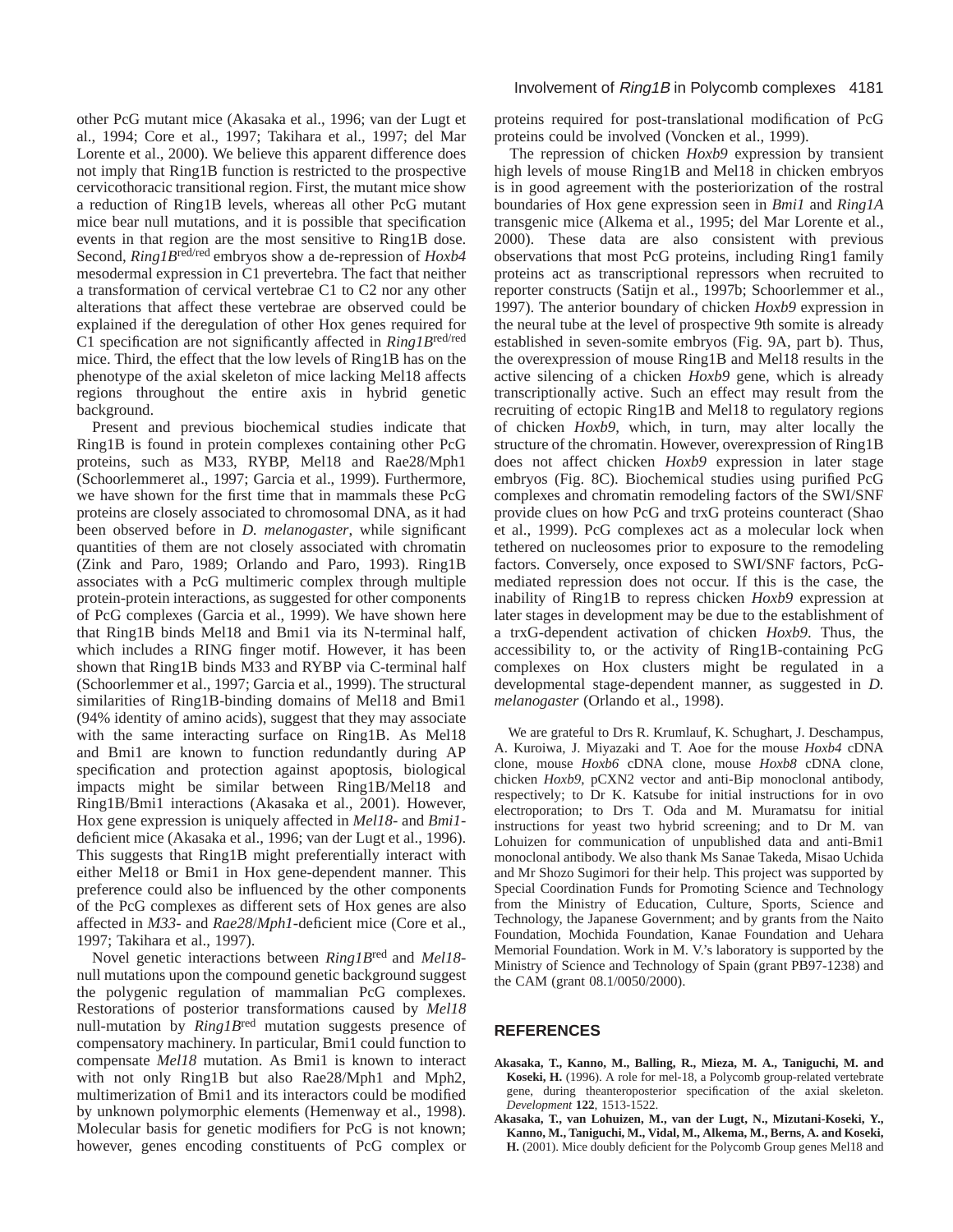other PcG mutant mice (Akasaka et al., 1996; van der Lugt et al., 1994; Core et al., 1997; Takihara et al., 1997; del Mar Lorente et al., 2000). We believe this apparent difference does not imply that Ring1B function is restricted to the prospective cervicothoracic transitional region. First, the mutant mice show a reduction of Ring1B levels, whereas all other PcG mutant mice bear null mutations, and it is possible that specification events in that region are the most sensitive to Ring1B dose. Second, *Ring1B*$^{red/red}$ embryos show a de-repression of *Hoxb4* mesodermal expression in C1 prevertebra. The fact that neither a transformation of cervical vertebrae C1 to C2 nor any other alterations that affect these vertebrae are observed could be explained if the deregulation of other Hox genes required for C1 specification are not significantly affected in *Ring1B*$^{red/red}$ mice. Third, the effect that the low levels of Ring1B has on the phenotype of the axial skeleton of mice lacking Mel18 affects regions throughout the entire axis in hybrid genetic background.

Present and previous biochemical studies indicate that Ring1B is found in protein complexes containing other PcG proteins, such as M33, RYBP, Mel18 and Rae28/Mph1 (Schoorlemmeret al., 1997; Garcia et al., 1999). Furthermore, we have shown for the first time that in mammals these PcG proteins are closely associated to chromosomal DNA, as it had been observed before in *D. melanogaster*, while significant quantities of them are not closely associated with chromatin (Zink and Paro, 1989; Orlando and Paro, 1993). Ring1B associates with a PcG multimeric complex through multiple protein-protein interactions, as suggested for other components of PcG complexes (Garcia et al., 1999). We have shown here that Ring1B binds Mel18 and Bmi1 via its N-terminal half, which includes a RING finger motif. However, it has been shown that Ring1B binds M33 and RYBP via C-terminal half (Schoorlemmer et al., 1997; Garcia et al., 1999). The structural similarities of Ring1B-binding domains of Mel18 and Bmi1 (94% identity of amino acids), suggest that they may associate with the same interacting surface on Ring1B. As Mel18 and Bmi1 are known to function redundantly during AP specification and protection against apoptosis, biological impacts might be similar between Ring1B/Mel18 and Ring1B/Bmi1 interactions (Akasaka et al., 2001). However, Hox gene expression is uniquely affected in *Mel18*- and *Bmi1*-deficient mice (Akasaka et al., 1996; van der Lugt et al., 1996). This suggests that Ring1B might preferentially interact with either Mel18 or Bmi1 in Hox gene-dependent manner. This preference could also be influenced by the other components of the PcG complexes as different sets of Hox genes are also affected in *M33*- and *Rae28*/*Mph1*-deficient mice (Core et al., 1997; Takihara et al., 1997).

Novel genetic interactions between *Ring1B*$^{red}$ and *Mel18*-null mutations upon the compound genetic background suggest the polygenic regulation of mammalian PcG complexes. Restorations of posterior transformations caused by *Mel18* null-mutation by *Ring1B*$^{red}$ mutation suggests presence of compensatory machinery. In particular, Bmi1 could function to compensate *Mel18* mutation. As Bmi1 is known to interact with not only Ring1B but also Rae28/Mph1 and Mph2, multimerization of Bmi1 and its interactors could be modified by unknown polymorphic elements (Hemenway et al., 1998). Molecular basis for genetic modifiers for PcG is not known; however, genes encoding constituents of PcG complex or proteins required for post-translational modification of PcG proteins could be involved (Voncken et al., 1999).

The repression of chicken *Hoxb9* expression by transient high levels of mouse Ring1B and Mel18 in chicken embryos is in good agreement with the posteriorization of the rostral boundaries of Hox gene expression seen in *Bmi1* and *Ring1A* transgenic mice (Alkema et al., 1995; del Mar Lorente et al., 2000). These data are also consistent with previous observations that most PcG proteins, including Ring1 family proteins act as transcriptional repressors when recruited to reporter constructs (Satijn et al., 1997b; Schoorlemmer et al., 1997). The anterior boundary of chicken *Hoxb9* expression in the neural tube at the level of prospective 9th somite is already established in seven-somite embryos (Fig. 9A, part b). Thus, the overexpression of mouse Ring1B and Mel18 results in the active silencing of a chicken *Hoxb9* gene, which is already transcriptionally active. Such an effect may result from the recruiting of ectopic Ring1B and Mel18 to regulatory regions of chicken *Hoxb9*, which, in turn, may alter locally the structure of the chromatin. However, overexpression of Ring1B does not affect chicken *Hoxb9* expression in later stage embryos (Fig. 8C). Biochemical studies using purified PcG complexes and chromatin remodeling factors of the SWI/SNF provide clues on how PcG and trxG proteins counteract (Shao et al., 1999). PcG complexes act as a molecular lock when tethered on nucleosomes prior to exposure to the remodeling factors. Conversely, once exposed to SWI/SNF factors, PcG-mediated repression does not occur. If this is the case, the inability of Ring1B to repress chicken *Hoxb9* expression at later stages in development may be due to the establishment of a trxG-dependent activation of chicken *Hoxb9*. Thus, the accessibility to, or the activity of Ring1B-containing PcG complexes on Hox clusters might be regulated in a developmental stage-dependent manner, as suggested in *D. melanogaster* (Orlando et al., 1998).

We are grateful to Drs R. Krumlauf, K. Schughart, J. Deschampus, A. Kuroiwa, J. Miyazaki and T. Aoe for the mouse *Hoxb4* cDNA clone, mouse *Hoxb6* cDNA clone, mouse *Hoxb8* cDNA clone, chicken *Hoxb9*, pCXN2 vector and anti-Bip monoclonal antibody, respectively; to Dr K. Katsube for initial instructions for in ovo electroporation; to Drs T. Oda and M. Muramatsu for initial instructions for yeast two hybrid screening; and to Dr M. van Lohuizen for communication of unpublished data and anti-Bmi1 monoclonal antibody. We also thank Ms Sanae Takeda, Misao Uchida and Mr Shozo Sugimori for their help. This project was supported by Special Coordination Funds for Promoting Science and Technology from the Ministry of Education, Culture, Sports, Science and Technology, the Japanese Government; and by grants from the Naito Foundation, Mochida Foundation, Kanae Foundation and Uehara Memorial Foundation. Work in M. V.'s laboratory is supported by the Ministry of Science and Technology of Spain (grant PB97-1238) and the CAM (grant 08.1/0050/2000).

## REFERENCES

**Akasaka, T., Kanno, M., Balling, R., Mieza, M. A., Taniguchi, M. and Koseki, H.** (1996). A role for mel-18, a Polycomb group-related vertebrate gene, during theanteroposterior specification of the axial skeleton. *Development* **122**, 1513-1522.

**Akasaka, T., van Lohuizen, M., van der Lugt, N., Mizutani-Koseki, Y., Kanno, M., Taniguchi, M., Vidal, M., Alkema, M., Berns, A. and Koseki, H.** (2001). Mice doubly deficient for the Polycomb Group genes Mel18 and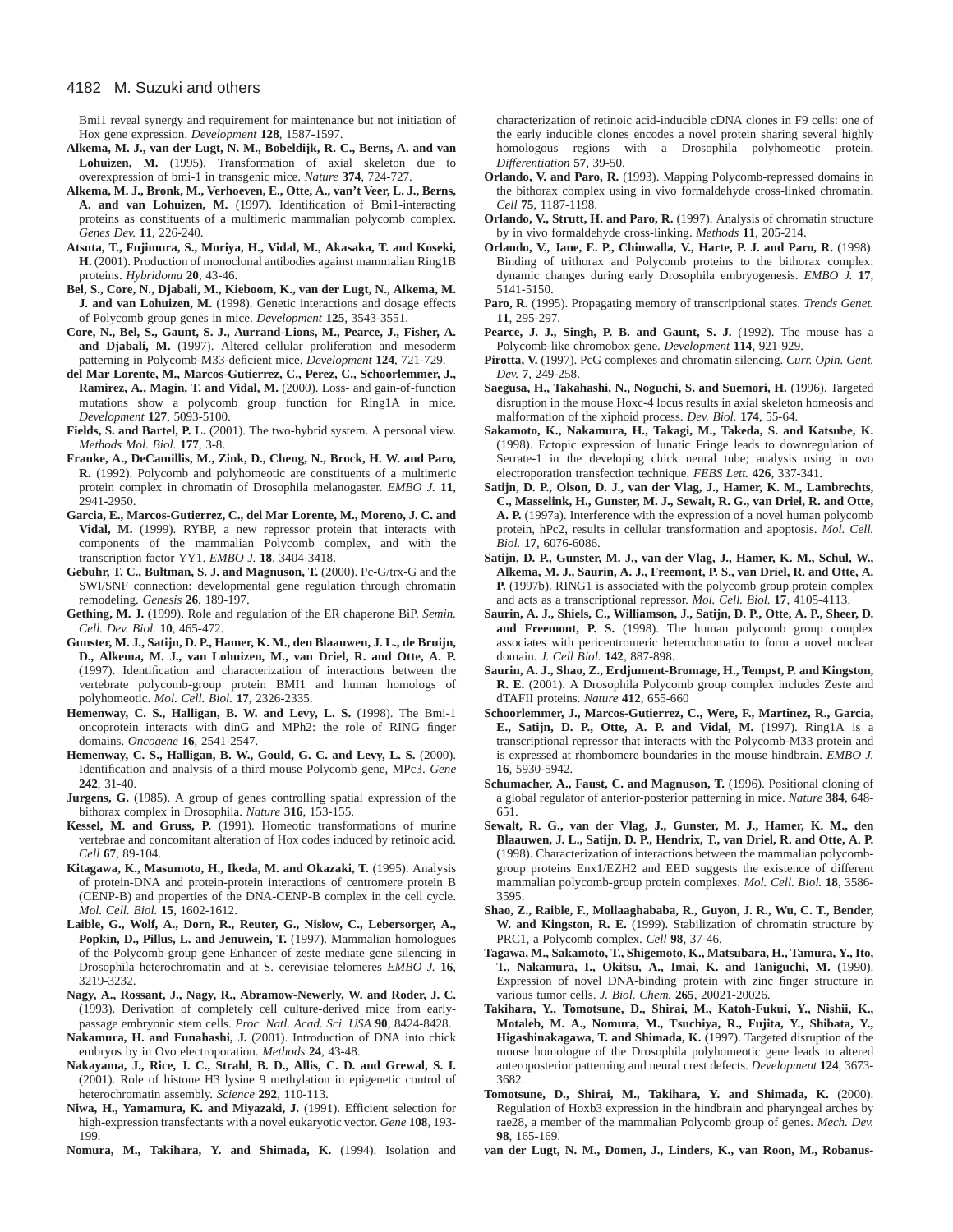Bmi1 reveal synergy and requirement for maintenance but not initiation of Hox gene expression. *Development* **128**, 1587-1597.

**Alkema, M. J., van der Lugt, N. M., Bobeldijk, R. C., Berns, A. and van Lohuizen, M.** (1995). Transformation of axial skeleton due to overexpression of bmi-1 in transgenic mice. *Nature* **374**, 724-727.

**Alkema, M. J., Bronk, M., Verhoeven, E., Otte, A., van't Veer, L. J., Berns, A. and van Lohuizen, M.** (1997). Identification of Bmi1-interacting proteins as constituents of a multimeric mammalian polycomb complex. *Genes Dev.* **11**, 226-240.

**Atsuta, T., Fujimura, S., Moriya, H., Vidal, M., Akasaka, T. and Koseki, H.** (2001). Production of monoclonal antibodies against mammalian Ring1B proteins. *Hybridoma* **20**, 43-46.

**Bel, S., Core, N., Djabali, M., Kieboom, K., van der Lugt, N., Alkema, M. J. and van Lohuizen, M.** (1998). Genetic interactions and dosage effects of Polycomb group genes in mice. *Development* **125**, 3543-3551.

**Core, N., Bel, S., Gaunt, S. J., Aurrand-Lions, M., Pearce, J., Fisher, A. and Djabali, M.** (1997). Altered cellular proliferation and mesoderm patterning in Polycomb-M33-deficient mice. *Development* **124**, 721-729.

**del Mar Lorente, M., Marcos-Gutierrez, C., Perez, C., Schoorlemmer, J., Ramirez, A., Magin, T. and Vidal, M.** (2000). Loss- and gain-of-function mutations show a polycomb group function for Ring1A in mice. *Development* **127**, 5093-5100.

**Fields, S. and Bartel, P. L.** (2001). The two-hybrid system. A personal view. *Methods Mol. Biol.* **177**, 3-8.

**Franke, A., DeCamillis, M., Zink, D., Cheng, N., Brock, H. W. and Paro, R.** (1992). Polycomb and polyhomeotic are constituents of a multimeric protein complex in chromatin of Drosophila melanogaster. *EMBO J.* **11**, 2941-2950.

**Garcia, E., Marcos-Gutierrez, C., del Mar Lorente, M., Moreno, J. C. and Vidal, M.** (1999). RYBP, a new repressor protein that interacts with components of the mammalian Polycomb complex, and with the transcription factor YY1. *EMBO J.* **18**, 3404-3418.

**Gebuhr, T. C., Bultman, S. J. and Magnuson, T.** (2000). Pc-G/trx-G and the SWI/SNF connection: developmental gene regulation through chromatin remodeling. *Genesis* **26**, 189-197.

**Gething, M. J.** (1999). Role and regulation of the ER chaperone BiP. *Semin. Cell. Dev. Biol.* **10**, 465-472.

**Gunster, M. J., Satijn, D. P., Hamer, K. M., den Blaauwen, J. L., de Bruijn, D., Alkema, M. J., van Lohuizen, M., van Driel, R. and Otte, A. P.** (1997). Identification and characterization of interactions between the vertebrate polycomb-group protein BMI1 and human homologs of polyhomeotic. *Mol. Cell. Biol.* **17**, 2326-2335.

**Hemenway, C. S., Halligan, B. W. and Levy, L. S.** (1998). The Bmi-1 oncoprotein interacts with dinG and MPh2: the role of RING finger domains. *Oncogene* **16**, 2541-2547.

**Hemenway, C. S., Halligan, B. W., Gould, G. C. and Levy, L. S.** (2000). Identification and analysis of a third mouse Polycomb gene, MPc3. *Gene* **242**, 31-40.

**Jurgens, G.** (1985). A group of genes controlling spatial expression of the bithorax complex in Drosophila. *Nature* **316**, 153-155.

**Kessel, M. and Gruss, P.** (1991). Homeotic transformations of murine vertebrae and concomitant alteration of Hox codes induced by retinoic acid. *Cell* **67**, 89-104.

**Kitagawa, K., Masumoto, H., Ikeda, M. and Okazaki, T.** (1995). Analysis of protein-DNA and protein-protein interactions of centromere protein B (CENP-B) and properties of the DNA-CENP-B complex in the cell cycle. *Mol. Cell. Biol.* **15**, 1602-1612.

**Laible, G., Wolf, A., Dorn, R., Reuter, G., Nislow, C., Lebersorger, A., Popkin, D., Pillus, L. and Jenuwein, T.** (1997). Mammalian homologues of the Polycomb-group gene Enhancer of zeste mediate gene silencing in Drosophila heterochromatin and at S. cerevisiae telomeres *EMBO J.* **16**, 3219-3232.

**Nagy, A., Rossant, J., Nagy, R., Abramow-Newerly, W. and Roder, J. C.** (1993). Derivation of completely cell culture-derived mice from early-passage embryonic stem cells. *Proc. Natl. Acad. Sci. USA* **90**, 8424-8428.

**Nakamura, H. and Funahashi, J.** (2001). Introduction of DNA into chick embryos by in Ovo electroporation. *Methods* **24**, 43-48.

**Nakayama, J., Rice, J. C., Strahl, B. D., Allis, C. D. and Grewal, S. I.** (2001). Role of histone H3 lysine 9 methylation in epigenetic control of heterochromatin assembly. *Science* **292**, 110-113.

**Niwa, H., Yamamura, K. and Miyazaki, J.** (1991). Efficient selection for high-expression transfectants with a novel eukaryotic vector. *Gene* **108**, 193-199.

**Nomura, M., Takihara, Y. and Shimada, K.** (1994). Isolation and characterization of retinoic acid-inducible cDNA clones in F9 cells: one of the early inducible clones encodes a novel protein sharing several highly homologous regions with a Drosophila polyhomeotic protein. *Differentiation* **57**, 39-50.

**Orlando, V. and Paro, R.** (1993). Mapping Polycomb-repressed domains in the bithorax complex using in vivo formaldehyde cross-linked chromatin. *Cell* **75**, 1187-1198.

**Orlando, V., Strutt, H. and Paro, R.** (1997). Analysis of chromatin structure by in vivo formaldehyde cross-linking. *Methods* **11**, 205-214.

**Orlando, V., Jane, E. P., Chinwalla, V., Harte, P. J. and Paro, R.** (1998). Binding of trithorax and Polycomb proteins to the bithorax complex: dynamic changes during early Drosophila embryogenesis. *EMBO J.* **17**, 5141-5150.

**Paro, R.** (1995). Propagating memory of transcriptional states. *Trends Genet.* **11**, 295-297.

**Pearce, J. J., Singh, P. B. and Gaunt, S. J.** (1992). The mouse has a Polycomb-like chromobox gene. *Development* **114**, 921-929.

**Pirotta, V.** (1997). PcG complexes and chromatin silencing. *Curr. Opin. Gent. Dev.* **7**, 249-258.

**Saegusa, H., Takahashi, N., Noguchi, S. and Suemori, H.** (1996). Targeted disruption in the mouse Hoxc-4 locus results in axial skeleton homeosis and malformation of the xiphoid process. *Dev. Biol.* **174**, 55-64.

**Sakamoto, K., Nakamura, H., Takagi, M., Takeda, S. and Katsube, K.** (1998). Ectopic expression of lunatic Fringe leads to downregulation of Serrate-1 in the developing chick neural tube; analysis using in ovo electroporation transfection technique. *FEBS Lett.* **426**, 337-341.

**Satijn, D. P., Olson, D. J., van der Vlag, J., Hamer, K. M., Lambrechts, C., Masselink, H., Gunster, M. J., Sewalt, R. G., van Driel, R. and Otte, A. P.** (1997a). Interference with the expression of a novel human polycomb protein, hPc2, results in cellular transformation and apoptosis. *Mol. Cell. Biol.* **17**, 6076-6086.

**Satijn, D. P., Gunster, M. J., van der Vlag, J., Hamer, K. M., Schul, W., Alkema, M. J., Saurin, A. J., Freemont, P. S., van Driel, R. and Otte, A. P.** (1997b). RING1 is associated with the polycomb group protein complex and acts as a transcriptional repressor. *Mol. Cell. Biol.* **17**, 4105-4113.

**Saurin, A. J., Shiels, C., Williamson, J., Satijn, D. P., Otte, A. P., Sheer, D. and Freemont, P. S.** (1998). The human polycomb group complex associates with pericentromeric heterochromatin to form a novel nuclear domain. *J. Cell Biol.* **142**, 887-898.

**Saurin, A. J., Shao, Z., Erdjument-Bromage, H., Tempst, P. and Kingston, R. E.** (2001). A Drosophila Polycomb group complex includes Zeste and dTAFII proteins. *Nature* **412**, 655-660

**Schoorlemmer, J., Marcos-Gutierrez, C., Were, F., Martinez, R., Garcia, E., Satijn, D. P., Otte, A. P. and Vidal, M.** (1997). Ring1A is a transcriptional repressor that interacts with the Polycomb-M33 protein and is expressed at rhombomere boundaries in the mouse hindbrain. *EMBO J.* **16**, 5930-5942.

**Schumacher, A., Faust, C. and Magnuson, T.** (1996). Positional cloning of a global regulator of anterior-posterior patterning in mice. *Nature* **384**, 648-651.

**Sewalt, R. G., van der Vlag, J., Gunster, M. J., Hamer, K. M., den Blaauwen, J. L., Satijn, D. P., Hendrix, T., van Driel, R. and Otte, A. P.** (1998). Characterization of interactions between the mammalian polycomb-group proteins Enx1/EZH2 and EED suggests the existence of different mammalian polycomb-group protein complexes. *Mol. Cell. Biol.* **18**, 3586-3595.

**Shao, Z., Raible, F., Mollaaghababa, R., Guyon, J. R., Wu, C. T., Bender, W. and Kingston, R. E.** (1999). Stabilization of chromatin structure by PRC1, a Polycomb complex. *Cell* **98**, 37-46.

**Tagawa, M., Sakamoto, T., Shigemoto, K., Matsubara, H., Tamura, Y., Ito, T., Nakamura, I., Okitsu, A., Imai, K. and Taniguchi, M.** (1990). Expression of novel DNA-binding protein with zinc finger structure in various tumor cells. *J. Biol. Chem.* **265**, 20021-20026.

**Takihara, Y., Tomotsune, D., Shirai, M., Katoh-Fukui, Y., Nishii, K., Motaleb, M. A., Nomura, M., Tsuchiya, R., Fujita, Y., Shibata, Y., Higashinakagawa, T. and Shimada, K.** (1997). Targeted disruption of the mouse homologue of the Drosophila polyhomeotic gene leads to altered anteroposterior patterning and neural crest defects. *Development* **124**, 3673-3682.

**Tomotsune, D., Shirai, M., Takihara, Y. and Shimada, K.** (2000). Regulation of Hoxb3 expression in the hindbrain and pharyngeal arches by rae28, a member of the mammalian Polycomb group of genes. *Mech. Dev.* **98**, 165-169.

**van der Lugt, N. M., Domen, J., Linders, K., van Roon, M., Robanus-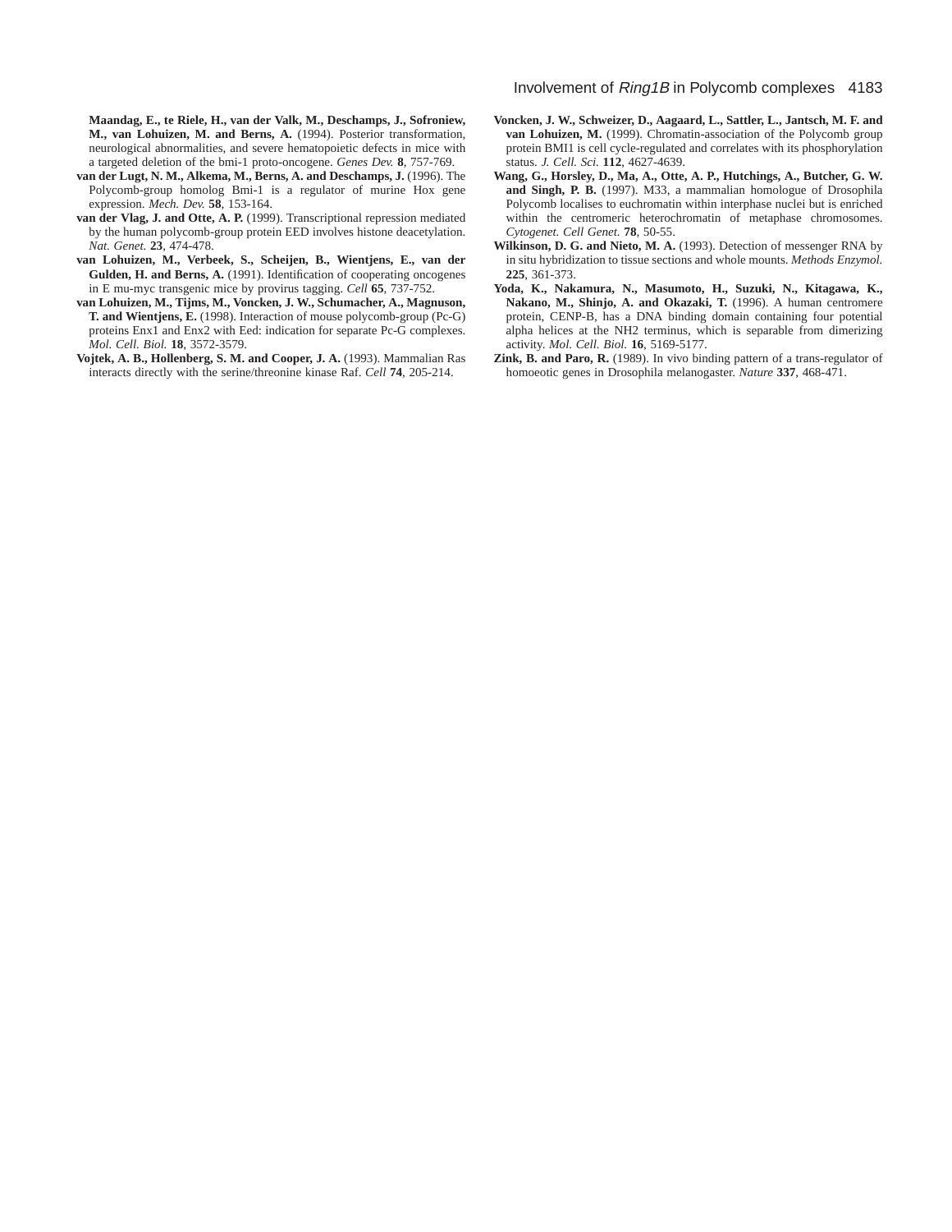**Maandag, E., te Riele, H., van der Valk, M., Deschamps, J., Sofroniew, M., van Lohuizen, M. and Berns, A.** (1994). Posterior transformation, neurological abnormalities, and severe hematopoietic defects in mice with a targeted deletion of the bmi-1 proto-oncogene. *Genes Dev.* **8**, 757-769.

**van der Lugt, N. M., Alkema, M., Berns, A. and Deschamps, J.** (1996). The Polycomb-group homolog Bmi-1 is a regulator of murine Hox gene expression. *Mech. Dev.* **58**, 153-164.

**van der Vlag, J. and Otte, A. P.** (1999). Transcriptional repression mediated by the human polycomb-group protein EED involves histone deacetylation. *Nat. Genet.* **23**, 474-478.

**van Lohuizen, M., Verbeek, S., Scheijen, B., Wientjens, E., van der Gulden, H. and Berns, A.** (1991). Identification of cooperating oncogenes in E mu-myc transgenic mice by provirus tagging. *Cell* **65**, 737-752.

**van Lohuizen, M., Tijms, M., Voncken, J. W., Schumacher, A., Magnuson, T. and Wientjens, E.** (1998). Interaction of mouse polycomb-group (Pc-G) proteins Enx1 and Enx2 with Eed: indication for separate Pc-G complexes. *Mol. Cell. Biol.* **18**, 3572-3579.

**Vojtek, A. B., Hollenberg, S. M. and Cooper, J. A.** (1993). Mammalian Ras interacts directly with the serine/threonine kinase Raf. *Cell* **74**, 205-214.

**Voncken, J. W., Schweizer, D., Aagaard, L., Sattler, L., Jantsch, M. F. and van Lohuizen, M.** (1999). Chromatin-association of the Polycomb group protein BMI1 is cell cycle-regulated and correlates with its phosphorylation status. *J. Cell. Sci.* **112**, 4627-4639.

**Wang, G., Horsley, D., Ma, A., Otte, A. P., Hutchings, A., Butcher, G. W. and Singh, P. B.** (1997). M33, a mammalian homologue of Drosophila Polycomb localises to euchromatin within interphase nuclei but is enriched within the centromeric heterochromatin of metaphase chromosomes. *Cytogenet. Cell Genet.* **78**, 50-55.

**Wilkinson, D. G. and Nieto, M. A.** (1993). Detection of messenger RNA by in situ hybridization to tissue sections and whole mounts. *Methods Enzymol.* **225**, 361-373.

**Yoda, K., Nakamura, N., Masumoto, H., Suzuki, N., Kitagawa, K., Nakano, M., Shinjo, A. and Okazaki, T.** (1996). A human centromere protein, CENP-B, has a DNA binding domain containing four potential alpha helices at the NH2 terminus, which is separable from dimerizing activity. *Mol. Cell. Biol.* **16**, 5169-5177.

**Zink, B. and Paro, R.** (1989). In vivo binding pattern of a trans-regulator of homoeotic genes in Drosophila melanogaster. *Nature* **337**, 468-471.